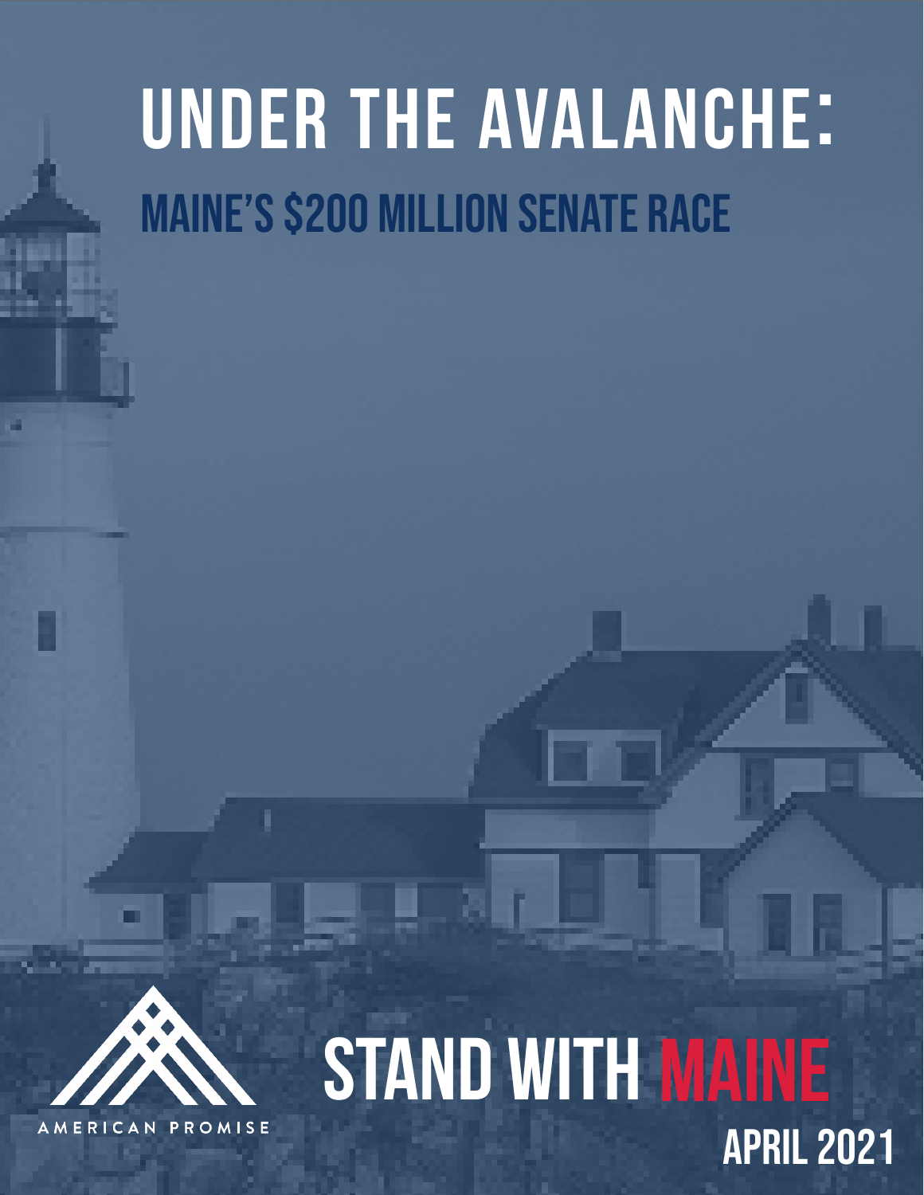# UNDER THE AVALANCHE:

## MAINE'S $200 MILLION SENATE RACE

AMERICAN PROMISE

STAND WITH MAINE

APRIL 2021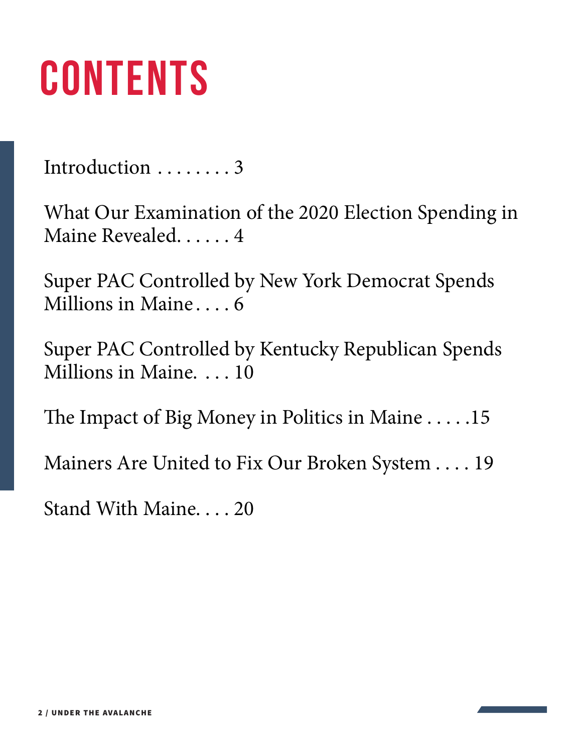# CONTENTS

Introduction . . . . . . . . 3

What Our Examination of the 2020 Election Spending in Maine Revealed. . . . . . 4

Super PAC Controlled by New York Democrat Spends Millions in Maine . . . . 6

Super PAC Controlled by Kentucky Republican Spends Millions in Maine. . . . 10

The Impact of Big Money in Politics in Maine . . . . .15

Mainers Are United to Fix Our Broken System . . . . 19

Stand With Maine. . . . 20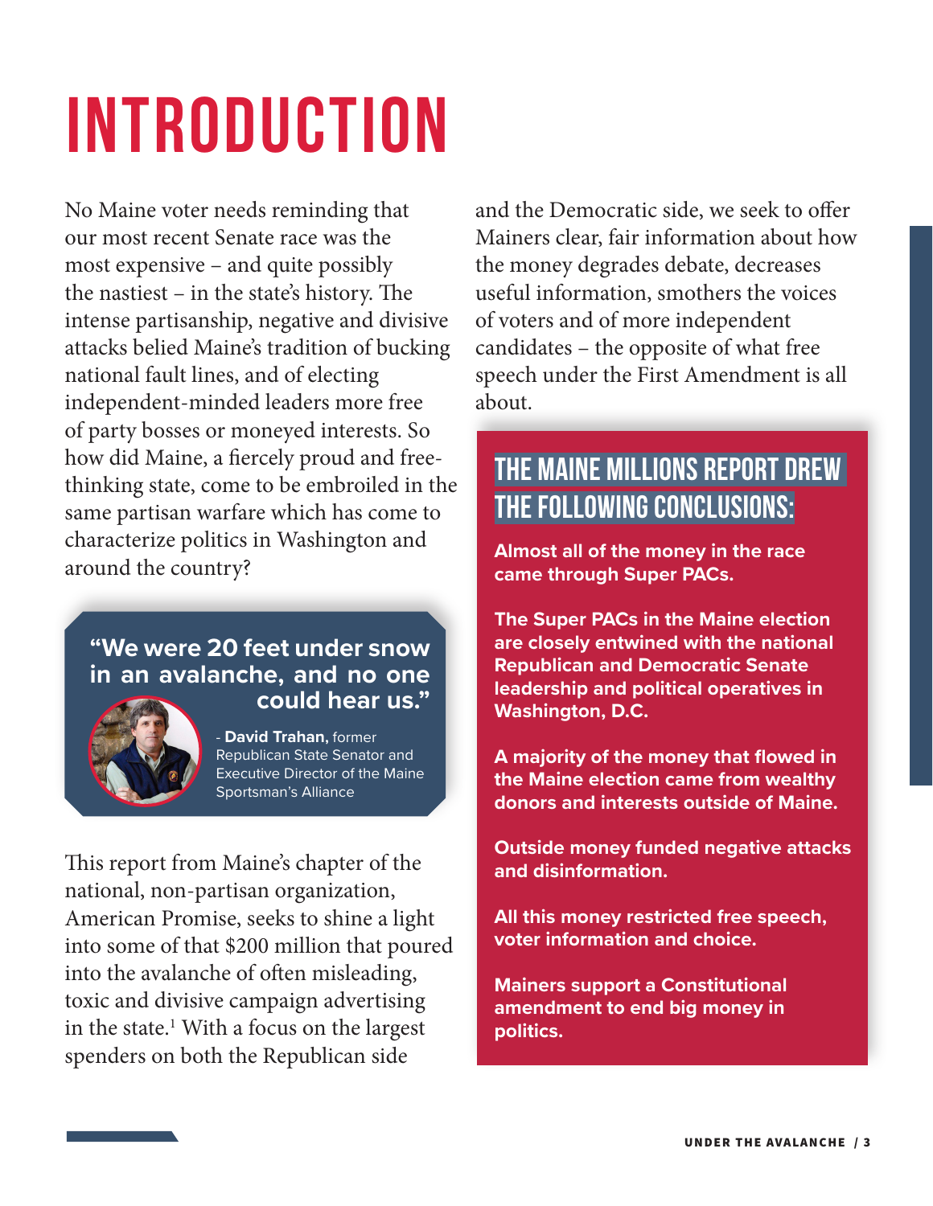# INTRODUCTION

No Maine voter needs reminding that our most recent Senate race was the most expensive – and quite possibly the nastiest – in the state's history. The intense partisanship, negative and divisive attacks belied Maine's tradition of bucking national fault lines, and of electing independent-minded leaders more free of party bosses or moneyed interests. So how did Maine, a fiercely proud and free-thinking state, come to be embroiled in the same partisan warfare which has come to characterize politics in Washington and around the country?

> **"We were 20 feet under snow in an avalanche, and no one could hear us."**
>
> \- **David Trahan,** former Republican State Senator and Executive Director of the Maine Sportsman's Alliance

This report from Maine's chapter of the national, non-partisan organization, American Promise, seeks to shine a light into some of that $200 million that poured into the avalanche of often misleading, toxic and divisive campaign advertising in the state.[1] With a focus on the largest spenders on both the Republican side and the Democratic side, we seek to offer Mainers clear, fair information about how the money degrades debate, decreases useful information, smothers the voices of voters and of more independent candidates – the opposite of what free speech under the First Amendment is all about.

## THE MAINE MILLIONS REPORT DREW THE FOLLOWING CONCLUSIONS:

**Almost all of the money in the race came through Super PACs.**

**The Super PACs in the Maine election are closely entwined with the national Republican and Democratic Senate leadership and political operatives in Washington, D.C.**

**A majority of the money that flowed in the Maine election came from wealthy donors and interests outside of Maine.**

**Outside money funded negative attacks and disinformation.**

**All this money restricted free speech, voter information and choice.**

**Mainers support a Constitutional amendment to end big money in politics.**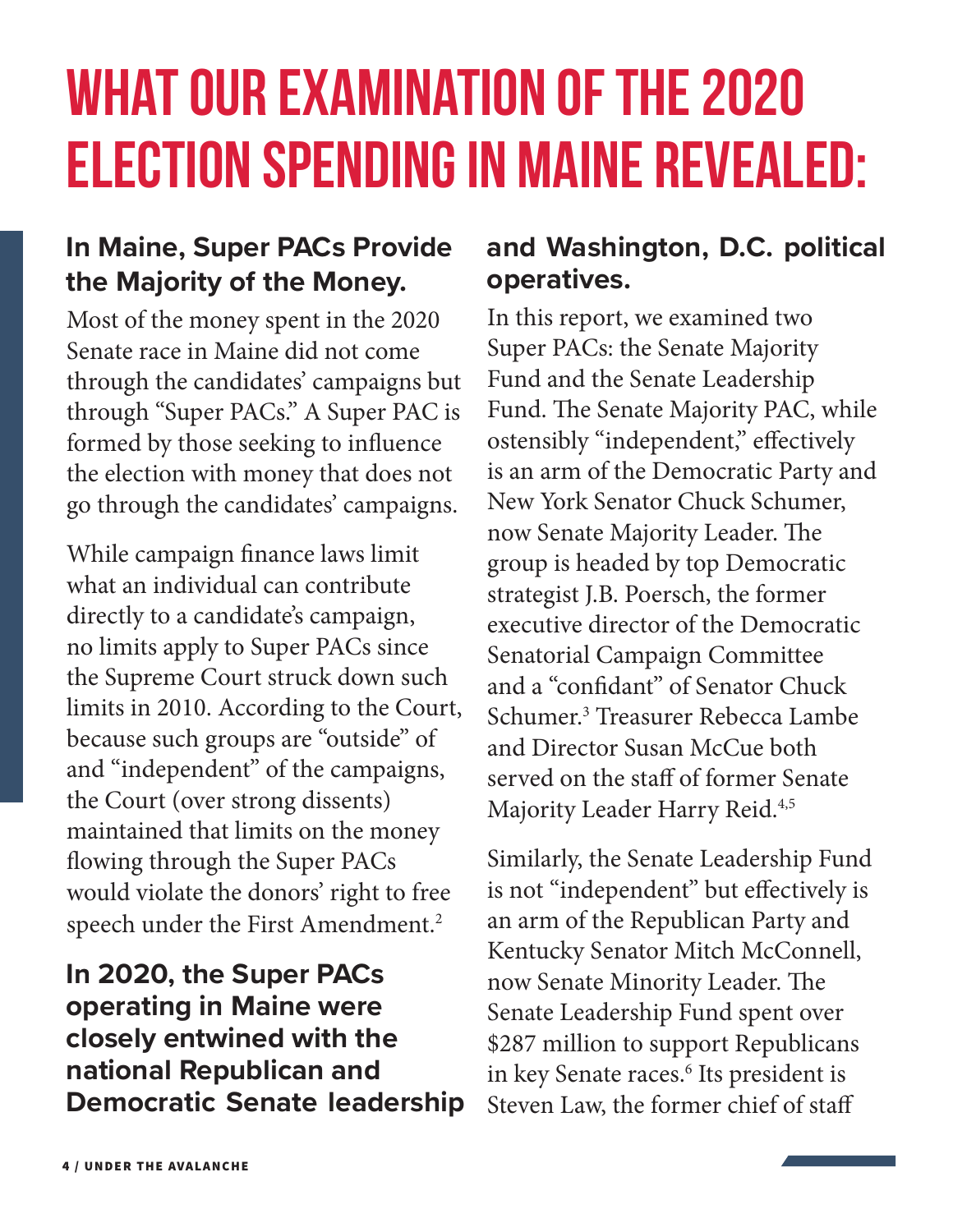# What Our Examination of the 2020 Election Spending in Maine Revealed:

## In Maine, Super PACs Provide the Majority of the Money.

Most of the money spent in the 2020 Senate race in Maine did not come through the candidates' campaigns but through "Super PACs." A Super PAC is formed by those seeking to influence the election with money that does not go through the candidates' campaigns.

While campaign finance laws limit what an individual can contribute directly to a candidate's campaign, no limits apply to Super PACs since the Supreme Court struck down such limits in 2010. According to the Court, because such groups are "outside" of and "independent" of the campaigns, the Court (over strong dissents) maintained that limits on the money flowing through the Super PACs would violate the donors' right to free speech under the First Amendment.[2]

## In 2020, the Super PACs operating in Maine were closely entwined with the national Republican and Democratic Senate leadership and Washington, D.C. political operatives.

In this report, we examined two Super PACs: the Senate Majority Fund and the Senate Leadership Fund. The Senate Majority PAC, while ostensibly "independent," effectively is an arm of the Democratic Party and New York Senator Chuck Schumer, now Senate Majority Leader. The group is headed by top Democratic strategist J.B. Poersch, the former executive director of the Democratic Senatorial Campaign Committee and a "confidant" of Senator Chuck Schumer.[3] Treasurer Rebecca Lambe and Director Susan McCue both served on the staff of former Senate Majority Leader Harry Reid.[4,5]

Similarly, the Senate Leadership Fund is not "independent" but effectively is an arm of the Republican Party and Kentucky Senator Mitch McConnell, now Senate Minority Leader. The Senate Leadership Fund spent over $287 million to support Republicans in key Senate races.[6] Its president is Steven Law, the former chief of staff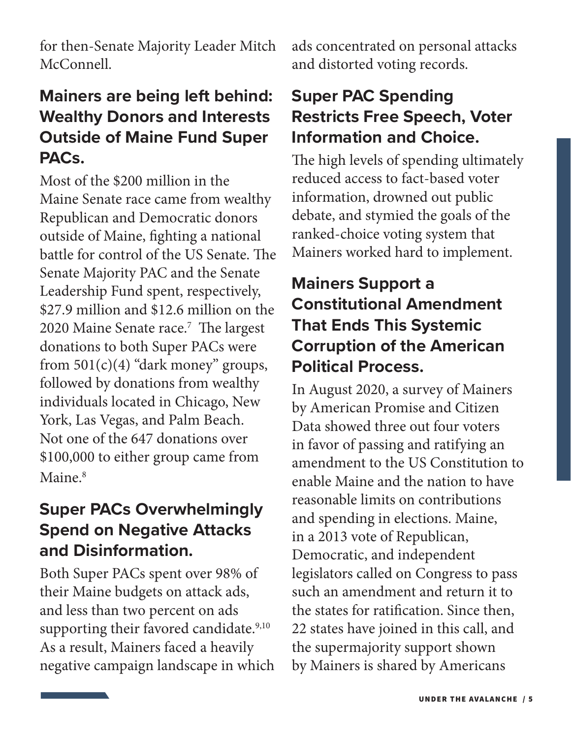for then-Senate Majority Leader Mitch McConnell.

## Mainers are being left behind: Wealthy Donors and Interests Outside of Maine Fund Super PACs.

Most of the $200 million in the Maine Senate race came from wealthy Republican and Democratic donors outside of Maine, fighting a national battle for control of the US Senate. The Senate Majority PAC and the Senate Leadership Fund spent, respectively, $27.9 million and $12.6 million on the 2020 Maine Senate race.[7] The largest donations to both Super PACs were from 501(c)(4) "dark money" groups, followed by donations from wealthy individuals located in Chicago, New York, Las Vegas, and Palm Beach. Not one of the 647 donations over $100,000 to either group came from Maine.[8]

## Super PACs Overwhelmingly Spend on Negative Attacks and Disinformation.

Both Super PACs spent over 98% of their Maine budgets on attack ads, and less than two percent on ads supporting their favored candidate.[9,10] As a result, Mainers faced a heavily negative campaign landscape in which ads concentrated on personal attacks and distorted voting records.

## Super PAC Spending Restricts Free Speech, Voter Information and Choice.

The high levels of spending ultimately reduced access to fact-based voter information, drowned out public debate, and stymied the goals of the ranked-choice voting system that Mainers worked hard to implement.

## Mainers Support a Constitutional Amendment That Ends This Systemic Corruption of the American Political Process.

In August 2020, a survey of Mainers by American Promise and Citizen Data showed three out four voters in favor of passing and ratifying an amendment to the US Constitution to enable Maine and the nation to have reasonable limits on contributions and spending in elections. Maine, in a 2013 vote of Republican, Democratic, and independent legislators called on Congress to pass such an amendment and return it to the states for ratification. Since then, 22 states have joined in this call, and the supermajority support shown by Mainers is shared by Americans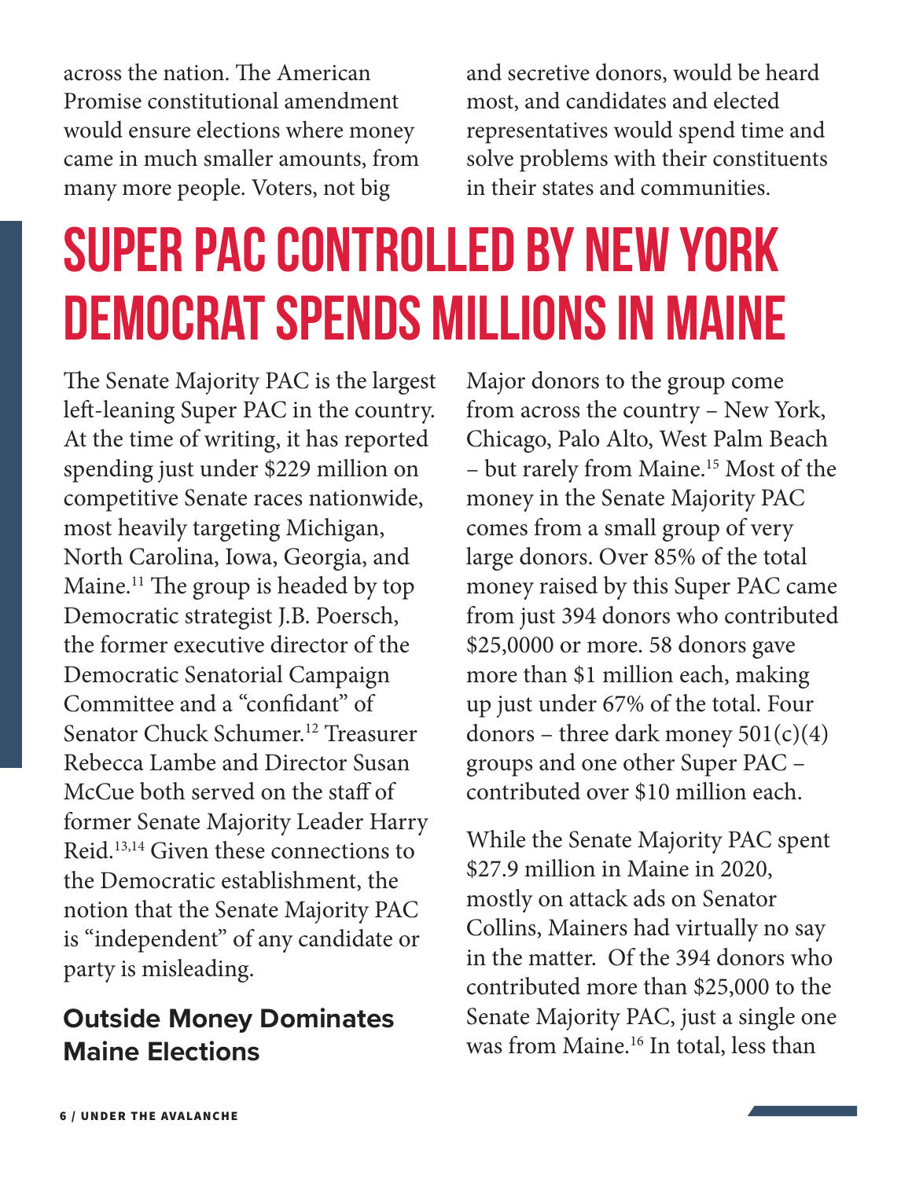across the nation. The American Promise constitutional amendment would ensure elections where money came in much smaller amounts, from many more people. Voters, not big and secretive donors, would be heard most, and candidates and elected representatives would spend time and solve problems with their constituents in their states and communities.

# SUPER PAC CONTROLLED BY NEW YORK DEMOCRAT SPENDS MILLIONS IN MAINE

The Senate Majority PAC is the largest left-leaning Super PAC in the country. At the time of writing, it has reported spending just under $229 million on competitive Senate races nationwide, most heavily targeting Michigan, North Carolina, Iowa, Georgia, and Maine.[11] The group is headed by top Democratic strategist J.B. Poersch, the former executive director of the Democratic Senatorial Campaign Committee and a "confidant" of Senator Chuck Schumer.[12] Treasurer Rebecca Lambe and Director Susan McCue both served on the staff of former Senate Majority Leader Harry Reid.[13,14] Given these connections to the Democratic establishment, the notion that the Senate Majority PAC is "independent" of any candidate or party is misleading.

## Outside Money Dominates Maine Elections

Major donors to the group come from across the country – New York, Chicago, Palo Alto, West Palm Beach – but rarely from Maine.[15] Most of the money in the Senate Majority PAC comes from a small group of very large donors. Over 85% of the total money raised by this Super PAC came from just 394 donors who contributed $25,0000 or more. 58 donors gave more than $1 million each, making up just under 67% of the total. Four donors – three dark money 501(c)(4) groups and one other Super PAC – contributed over $10 million each.

While the Senate Majority PAC spent $27.9 million in Maine in 2020, mostly on attack ads on Senator Collins, Mainers had virtually no say in the matter. Of the 394 donors who contributed more than $25,000 to the Senate Majority PAC, just a single one was from Maine.[16] In total, less than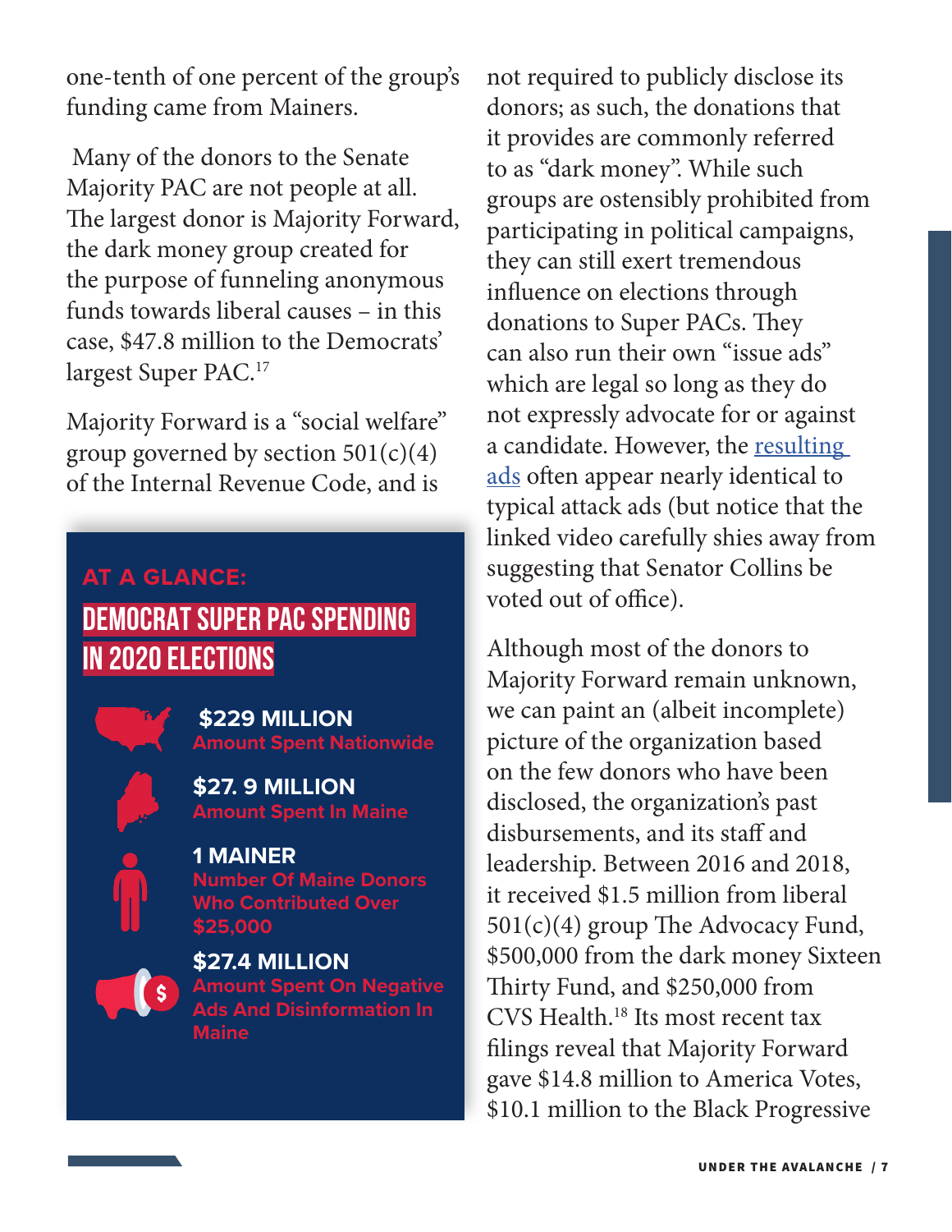one-tenth of one percent of the group's funding came from Mainers.

Many of the donors to the Senate Majority PAC are not people at all. The largest donor is Majority Forward, the dark money group created for the purpose of funneling anonymous funds towards liberal causes – in this case, $47.8 million to the Democrats' largest Super PAC.[17]

Majority Forward is a "social welfare" group governed by section 501(c)(4) of the Internal Revenue Code, and is not required to publicly disclose its donors; as such, the donations that it provides are commonly referred to as "dark money". While such groups are ostensibly prohibited from participating in political campaigns, they can still exert tremendous influence on elections through donations to Super PACs. They can also run their own "issue ads" which are legal so long as they do not expressly advocate for or against a candidate. However, the resulting ads often appear nearly identical to typical attack ads (but notice that the linked video carefully shies away from suggesting that Senator Collins be voted out of office).

Although most of the donors to Majority Forward remain unknown, we can paint an (albeit incomplete) picture of the organization based on the few donors who have been disclosed, the organization's past disbursements, and its staff and leadership. Between 2016 and 2018, it received $1.5 million from liberal 501(c)(4) group The Advocacy Fund, $500,000 from the dark money Sixteen Thirty Fund, and $250,000 from CVS Health.[18] Its most recent tax filings reveal that Majority Forward gave $14.8 million to America Votes, $10.1 million to the Black Progressive

**AT A GLANCE:**

## DEMOCRAT SUPER PAC SPENDING IN 2020 ELECTIONS

**$229 MILLION**
Amount Spent Nationwide

**$27. 9 MILLION**
Amount Spent In Maine

**1 MAINER**
Number Of Maine Donors Who Contributed Over $25,000

**$27.4 MILLION**
Amount Spent On Negative Ads And Disinformation In Maine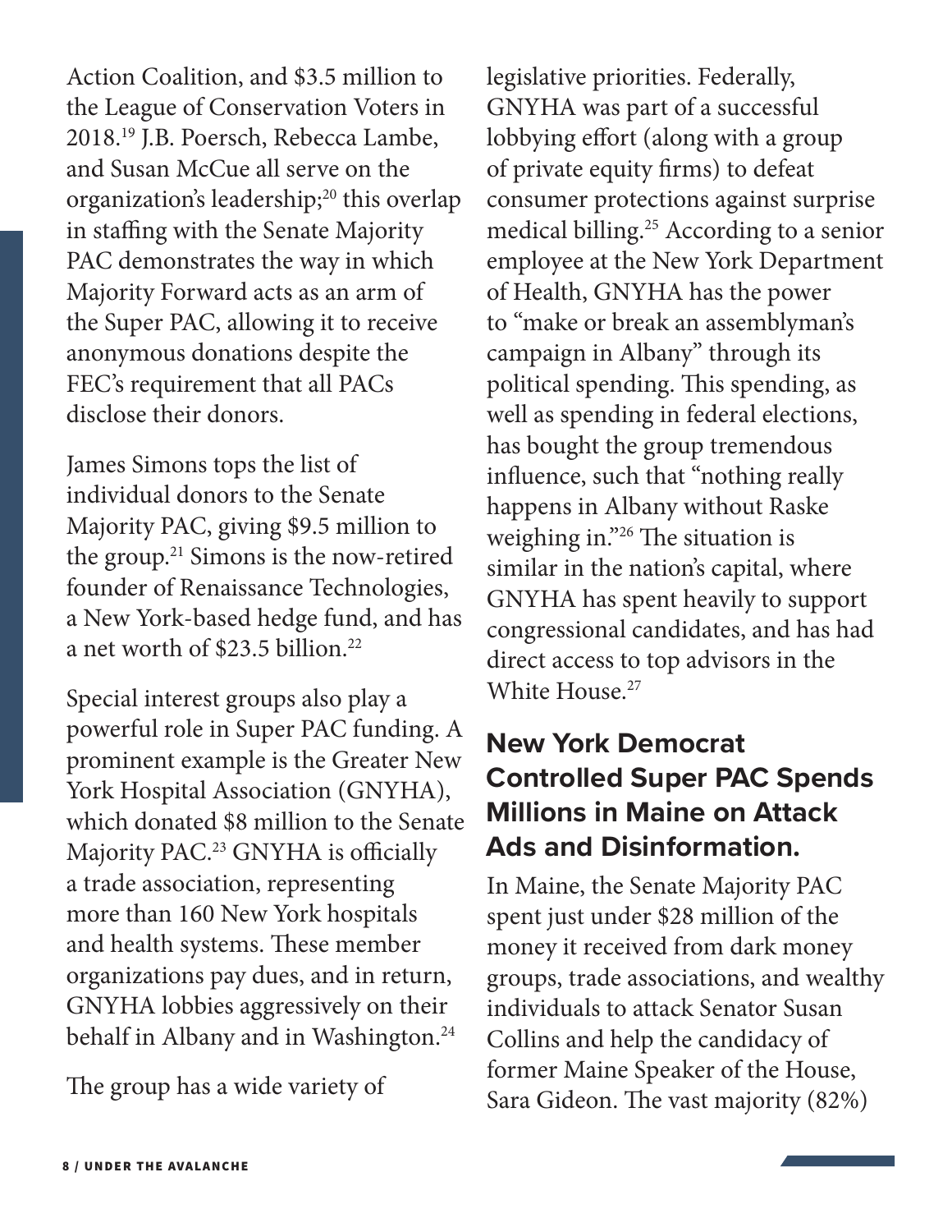Action Coalition, and $3.5 million to the League of Conservation Voters in 2018.[19] J.B. Poersch, Rebecca Lambe, and Susan McCue all serve on the organization's leadership;[20] this overlap in staffing with the Senate Majority PAC demonstrates the way in which Majority Forward acts as an arm of the Super PAC, allowing it to receive anonymous donations despite the FEC's requirement that all PACs disclose their donors.

James Simons tops the list of individual donors to the Senate Majority PAC, giving $9.5 million to the group.[21] Simons is the now-retired founder of Renaissance Technologies, a New York-based hedge fund, and has a net worth of $23.5 billion.[22]

Special interest groups also play a powerful role in Super PAC funding. A prominent example is the Greater New York Hospital Association (GNYHA), which donated $8 million to the Senate Majority PAC.[23] GNYHA is officially a trade association, representing more than 160 New York hospitals and health systems. These member organizations pay dues, and in return, GNYHA lobbies aggressively on their behalf in Albany and in Washington.[24]

The group has a wide variety of legislative priorities. Federally, GNYHA was part of a successful lobbying effort (along with a group of private equity firms) to defeat consumer protections against surprise medical billing.[25] According to a senior employee at the New York Department of Health, GNYHA has the power to "make or break an assemblyman's campaign in Albany" through its political spending. This spending, as well as spending in federal elections, has bought the group tremendous influence, such that "nothing really happens in Albany without Raske weighing in."[26] The situation is similar in the nation's capital, where GNYHA has spent heavily to support congressional candidates, and has had direct access to top advisors in the White House.[27]

## New York Democrat Controlled Super PAC Spends Millions in Maine on Attack Ads and Disinformation.

In Maine, the Senate Majority PAC spent just under $28 million of the money it received from dark money groups, trade associations, and wealthy individuals to attack Senator Susan Collins and help the candidacy of former Maine Speaker of the House, Sara Gideon. The vast majority (82%)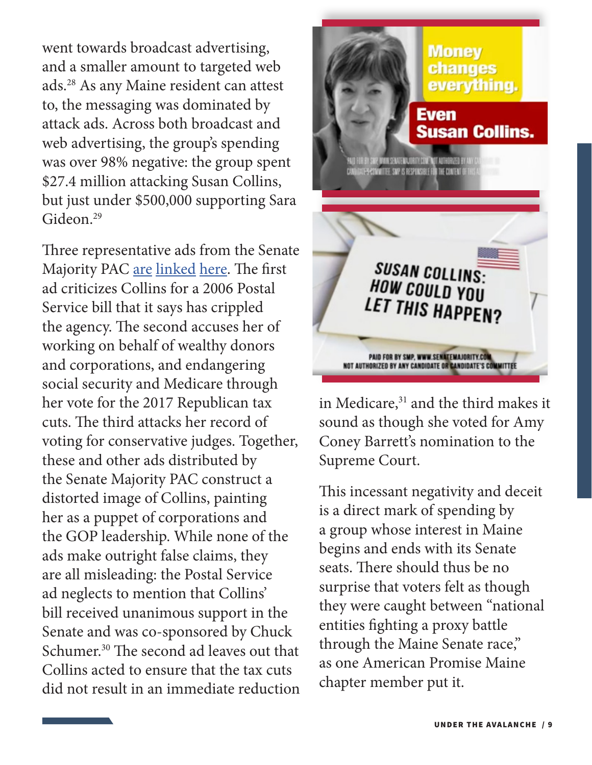went towards broadcast advertising, and a smaller amount to targeted web ads.[28] As any Maine resident can attest to, the messaging was dominated by attack ads. Across both broadcast and web advertising, the group's spending was over 98% negative: the group spent $27.4 million attacking Susan Collins, but just under $500,000 supporting Sara Gideon.[29]

Three representative ads from the Senate Majority PAC are linked here. The first ad criticizes Collins for a 2006 Postal Service bill that it says has crippled the agency. The second accuses her of working on behalf of wealthy donors and corporations, and endangering social security and Medicare through her vote for the 2017 Republican tax cuts. The third attacks her record of voting for conservative judges. Together, these and other ads distributed by the Senate Majority PAC construct a distorted image of Collins, painting her as a puppet of corporations and the GOP leadership. While none of the ads make outright false claims, they are all misleading: the Postal Service ad neglects to mention that Collins' bill received unanimous support in the Senate and was co-sponsored by Chuck Schumer.[30] The second ad leaves out that Collins acted to ensure that the tax cuts did not result in an immediate reduction in Medicare,[31] and the third makes it sound as though she voted for Amy Coney Barrett's nomination to the Supreme Court.

This incessant negativity and deceit is a direct mark of spending by a group whose interest in Maine begins and ends with its Senate seats. There should thus be no surprise that voters felt as though they were caught between "national entities fighting a proxy battle through the Maine Senate race," as one American Promise Maine chapter member put it.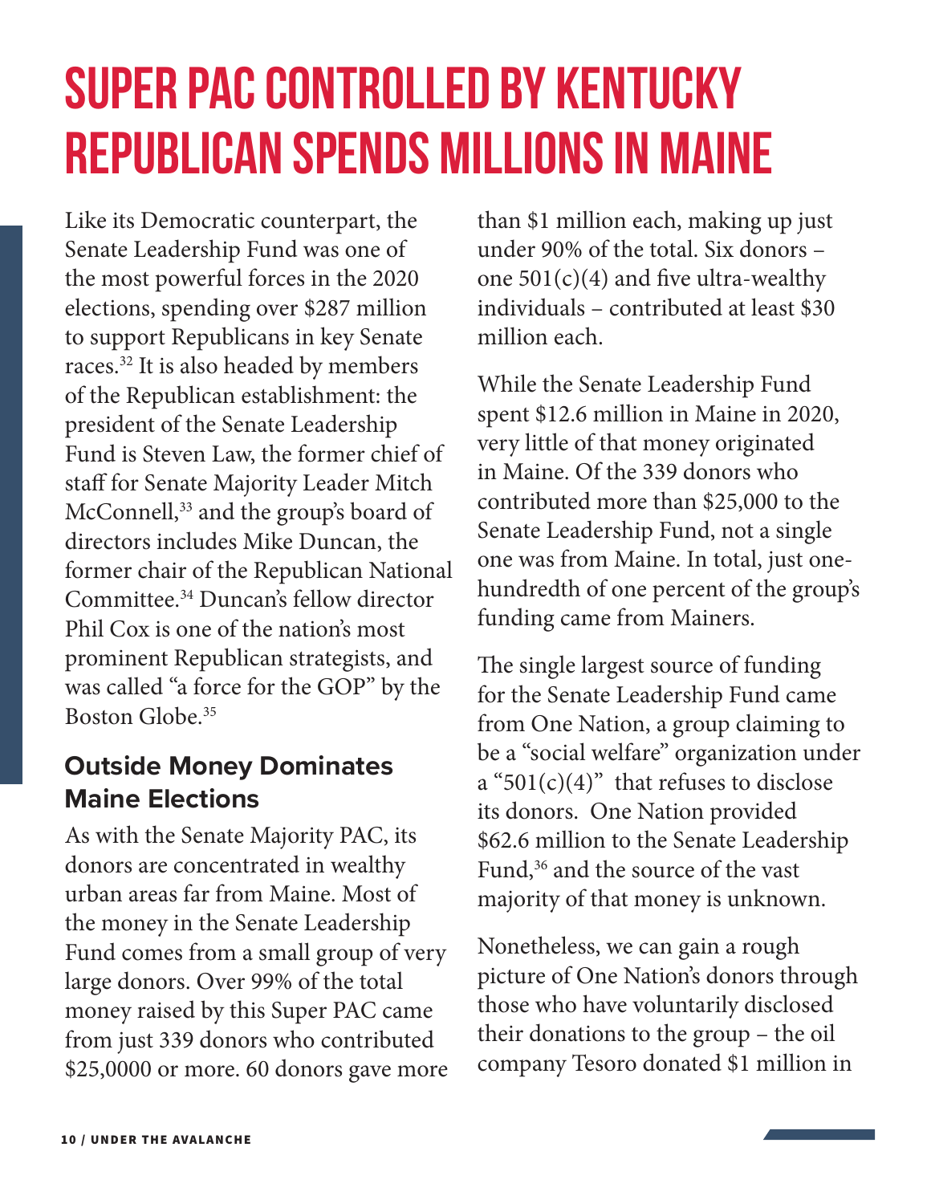# SUPER PAC CONTROLLED BY KENTUCKY REPUBLICAN SPENDS MILLIONS IN MAINE

Like its Democratic counterpart, the Senate Leadership Fund was one of the most powerful forces in the 2020 elections, spending over $287 million to support Republicans in key Senate races.[32] It is also headed by members of the Republican establishment: the president of the Senate Leadership Fund is Steven Law, the former chief of staff for Senate Majority Leader Mitch McConnell,[33] and the group's board of directors includes Mike Duncan, the former chair of the Republican National Committee.[34] Duncan's fellow director Phil Cox is one of the nation's most prominent Republican strategists, and was called "a force for the GOP" by the Boston Globe.[35]

## Outside Money Dominates Maine Elections

As with the Senate Majority PAC, its donors are concentrated in wealthy urban areas far from Maine. Most of the money in the Senate Leadership Fund comes from a small group of very large donors. Over 99% of the total money raised by this Super PAC came from just 339 donors who contributed $25,0000 or more. 60 donors gave more than $1 million each, making up just under 90% of the total. Six donors – one 501(c)(4) and five ultra-wealthy individuals – contributed at least $30 million each.

While the Senate Leadership Fund spent $12.6 million in Maine in 2020, very little of that money originated in Maine. Of the 339 donors who contributed more than $25,000 to the Senate Leadership Fund, not a single one was from Maine. In total, just one-hundredth of one percent of the group's funding came from Mainers.

The single largest source of funding for the Senate Leadership Fund came from One Nation, a group claiming to be a "social welfare" organization under a "501(c)(4)" that refuses to disclose its donors. One Nation provided $62.6 million to the Senate Leadership Fund,[36] and the source of the vast majority of that money is unknown.

Nonetheless, we can gain a rough picture of One Nation's donors through those who have voluntarily disclosed their donations to the group – the oil company Tesoro donated $1 million in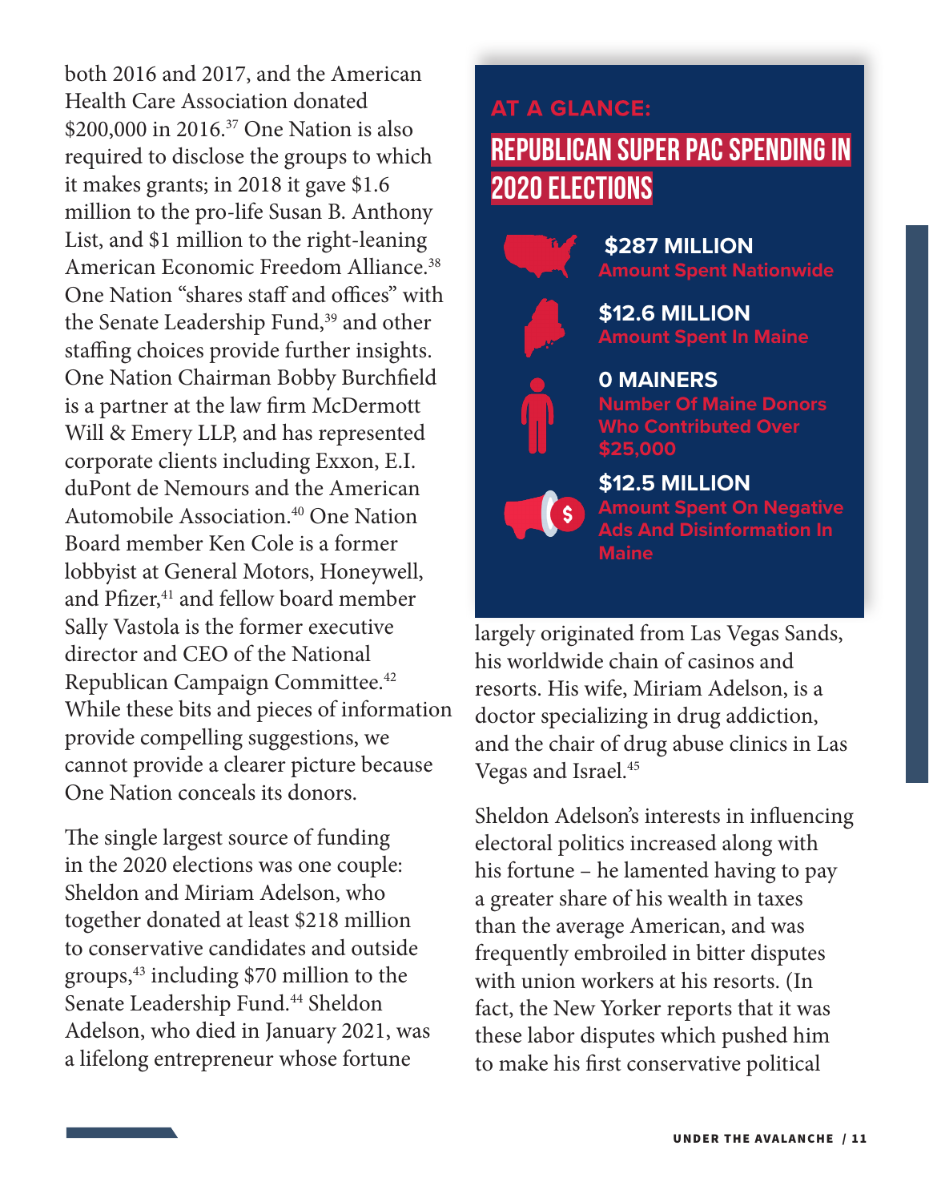both 2016 and 2017, and the American Health Care Association donated $200,000 in 2016.[37] One Nation is also required to disclose the groups to which it makes grants; in 2018 it gave $1.6 million to the pro-life Susan B. Anthony List, and $1 million to the right-leaning American Economic Freedom Alliance.[38] One Nation "shares staff and offices" with the Senate Leadership Fund,[39] and other staffing choices provide further insights. One Nation Chairman Bobby Burchfield is a partner at the law firm McDermott Will & Emery LLP, and has represented corporate clients including Exxon, E.I. duPont de Nemours and the American Automobile Association.[40] One Nation Board member Ken Cole is a former lobbyist at General Motors, Honeywell, and Pfizer,[41] and fellow board member Sally Vastola is the former executive director and CEO of the National Republican Campaign Committee.[42] While these bits and pieces of information provide compelling suggestions, we cannot provide a clearer picture because One Nation conceals its donors.

The single largest source of funding in the 2020 elections was one couple: Sheldon and Miriam Adelson, who together donated at least $218 million to conservative candidates and outside groups,[43] including $70 million to the Senate Leadership Fund.[44] Sheldon Adelson, who died in January 2021, was a lifelong entrepreneur whose fortune largely originated from Las Vegas Sands, his worldwide chain of casinos and resorts. His wife, Miriam Adelson, is a doctor specializing in drug addiction, and the chair of drug abuse clinics in Las Vegas and Israel.[45]

Sheldon Adelson's interests in influencing electoral politics increased along with his fortune – he lamented having to pay a greater share of his wealth in taxes than the average American, and was frequently embroiled in bitter disputes with union workers at his resorts. (In fact, the New Yorker reports that it was these labor disputes which pushed him to make his first conservative political

## AT A GLANCE:

## REPUBLICAN SUPER PAC SPENDING IN 2020 ELECTIONS

**$287 MILLION**
Amount Spent Nationwide

**$12.6 MILLION**
Amount Spent In Maine

**0 MAINERS**
Number Of Maine Donors Who Contributed Over $25,000

**$12.5 MILLION**
Amount Spent On Negative Ads And Disinformation In Maine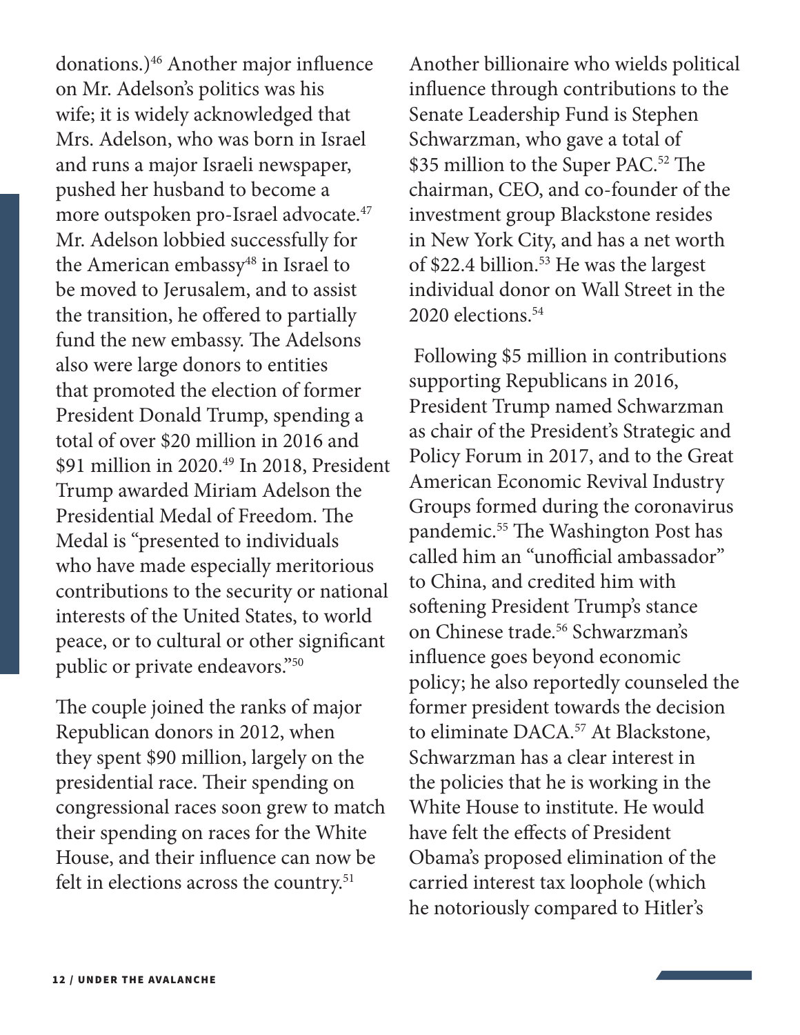donations.)[46] Another major influence on Mr. Adelson's politics was his wife; it is widely acknowledged that Mrs. Adelson, who was born in Israel and runs a major Israeli newspaper, pushed her husband to become a more outspoken pro-Israel advocate.[47] Mr. Adelson lobbied successfully for the American embassy[48] in Israel to be moved to Jerusalem, and to assist the transition, he offered to partially fund the new embassy. The Adelsons also were large donors to entities that promoted the election of former President Donald Trump, spending a total of over $20 million in 2016 and $91 million in 2020.[49] In 2018, President Trump awarded Miriam Adelson the Presidential Medal of Freedom. The Medal is "presented to individuals who have made especially meritorious contributions to the security or national interests of the United States, to world peace, or to cultural or other significant public or private endeavors."[50]

The couple joined the ranks of major Republican donors in 2012, when they spent $90 million, largely on the presidential race. Their spending on congressional races soon grew to match their spending on races for the White House, and their influence can now be felt in elections across the country.[51]

Another billionaire who wields political influence through contributions to the Senate Leadership Fund is Stephen Schwarzman, who gave a total of $35 million to the Super PAC.[52] The chairman, CEO, and co-founder of the investment group Blackstone resides in New York City, and has a net worth of $22.4 billion.[53] He was the largest individual donor on Wall Street in the 2020 elections.[54]

Following $5 million in contributions supporting Republicans in 2016, President Trump named Schwarzman as chair of the President's Strategic and Policy Forum in 2017, and to the Great American Economic Revival Industry Groups formed during the coronavirus pandemic.[55] The Washington Post has called him an "unofficial ambassador" to China, and credited him with softening President Trump's stance on Chinese trade.[56] Schwarzman's influence goes beyond economic policy; he also reportedly counseled the former president towards the decision to eliminate DACA.[57] At Blackstone, Schwarzman has a clear interest in the policies that he is working in the White House to institute. He would have felt the effects of President Obama's proposed elimination of the carried interest tax loophole (which he notoriously compared to Hitler's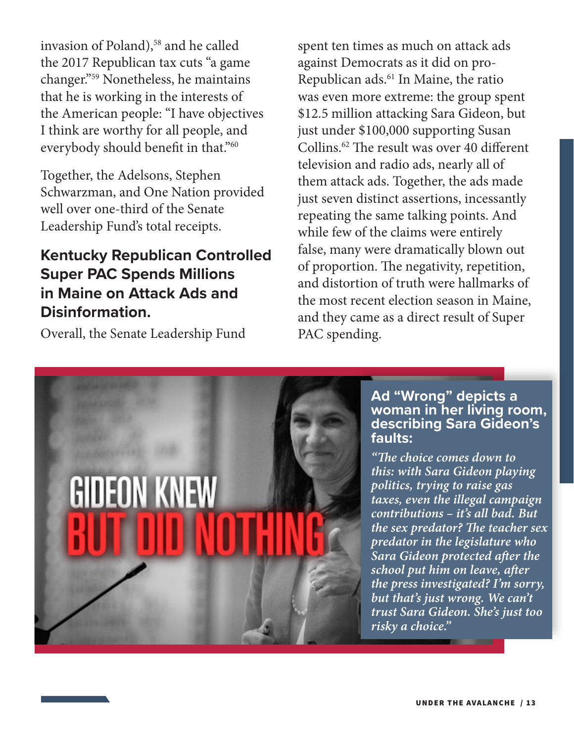invasion of Poland),[58] and he called the 2017 Republican tax cuts "a game changer."[59] Nonetheless, he maintains that he is working in the interests of the American people: "I have objectives I think are worthy for all people, and everybody should benefit in that."[60]

Together, the Adelsons, Stephen Schwarzman, and One Nation provided well over one-third of the Senate Leadership Fund's total receipts.

### Kentucky Republican Controlled Super PAC Spends Millions in Maine on Attack Ads and Disinformation.

Overall, the Senate Leadership Fund spent ten times as much on attack ads against Democrats as it did on pro-Republican ads.[61] In Maine, the ratio was even more extreme: the group spent $12.5 million attacking Sara Gideon, but just under $100,000 supporting Susan Collins.[62] The result was over 40 different television and radio ads, nearly all of them attack ads. Together, the ads made just seven distinct assertions, incessantly repeating the same talking points. And while few of the claims were entirely false, many were dramatically blown out of proportion. The negativity, repetition, and distortion of truth were hallmarks of the most recent election season in Maine, and they came as a direct result of Super PAC spending.

GIDEON KNEW BUT DID NOTHING

**Ad "Wrong" depicts a woman in her living room, describing Sara Gideon's faults:**

*"The choice comes down to this: with Sara Gideon playing politics, trying to raise gas taxes, even the illegal campaign contributions – it's all bad. But the sex predator? The teacher sex predator in the legislature who Sara Gideon protected after the school put him on leave, after the press investigated? I'm sorry, but that's just wrong. We can't trust Sara Gideon. She's just too risky a choice."*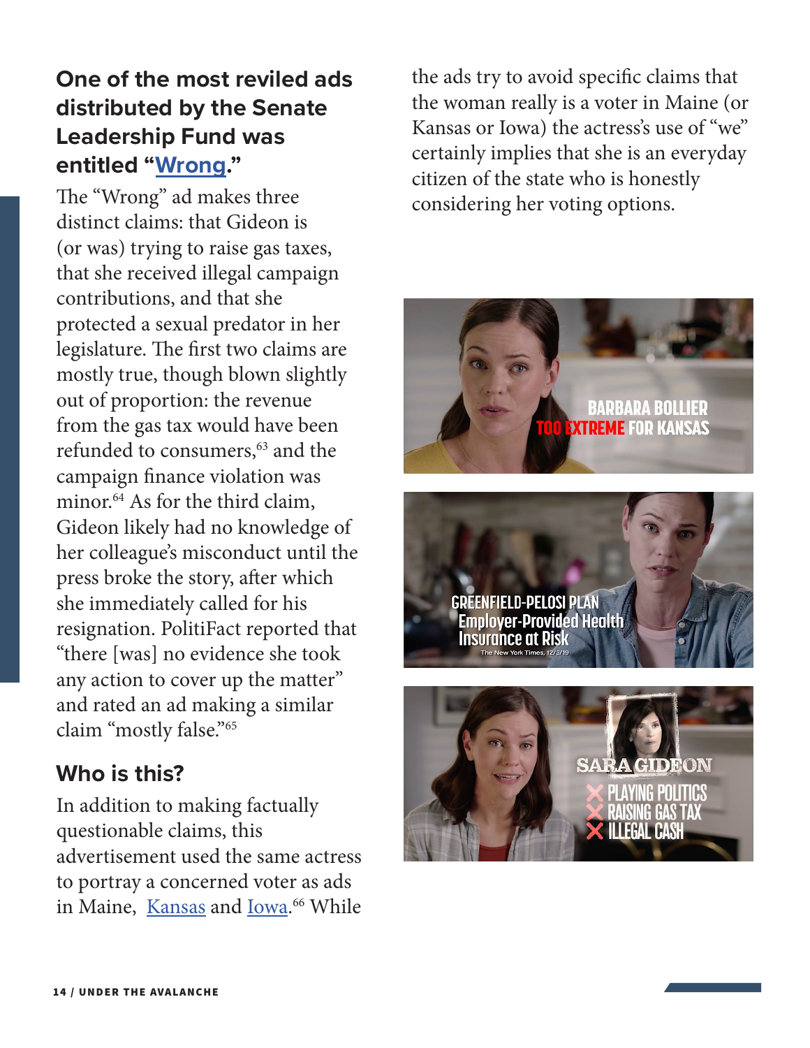## One of the most reviled ads distributed by the Senate Leadership Fund was entitled "Wrong."

The "Wrong" ad makes three distinct claims: that Gideon is (or was) trying to raise gas taxes, that she received illegal campaign contributions, and that she protected a sexual predator in her legislature. The first two claims are mostly true, though blown slightly out of proportion: the revenue from the gas tax would have been refunded to consumers,[63] and the campaign finance violation was minor.[64] As for the third claim, Gideon likely had no knowledge of her colleague's misconduct until the press broke the story, after which she immediately called for his resignation. PolitiFact reported that "there [was] no evidence she took any action to cover up the matter" and rated an ad making a similar claim "mostly false."[65]

### Who is this?

In addition to making factually questionable claims, this advertisement used the same actress to portray a concerned voter as ads in Maine, Kansas and Iowa.[66] While the ads try to avoid specific claims that the woman really is a voter in Maine (or Kansas or Iowa) the actress's use of "we" certainly implies that she is an everyday citizen of the state who is honestly considering her voting options.

BARBARA BOLLIER
TOO EXTREME FOR KANSAS

GREENFIELD-PELOSI PLAN
Employer-Provided Health Insurance at Risk
The New York Times, 12/3/19

SARA GIDEON
PLAYING POLITICS
RAISING GAS TAX
ILLEGAL CASH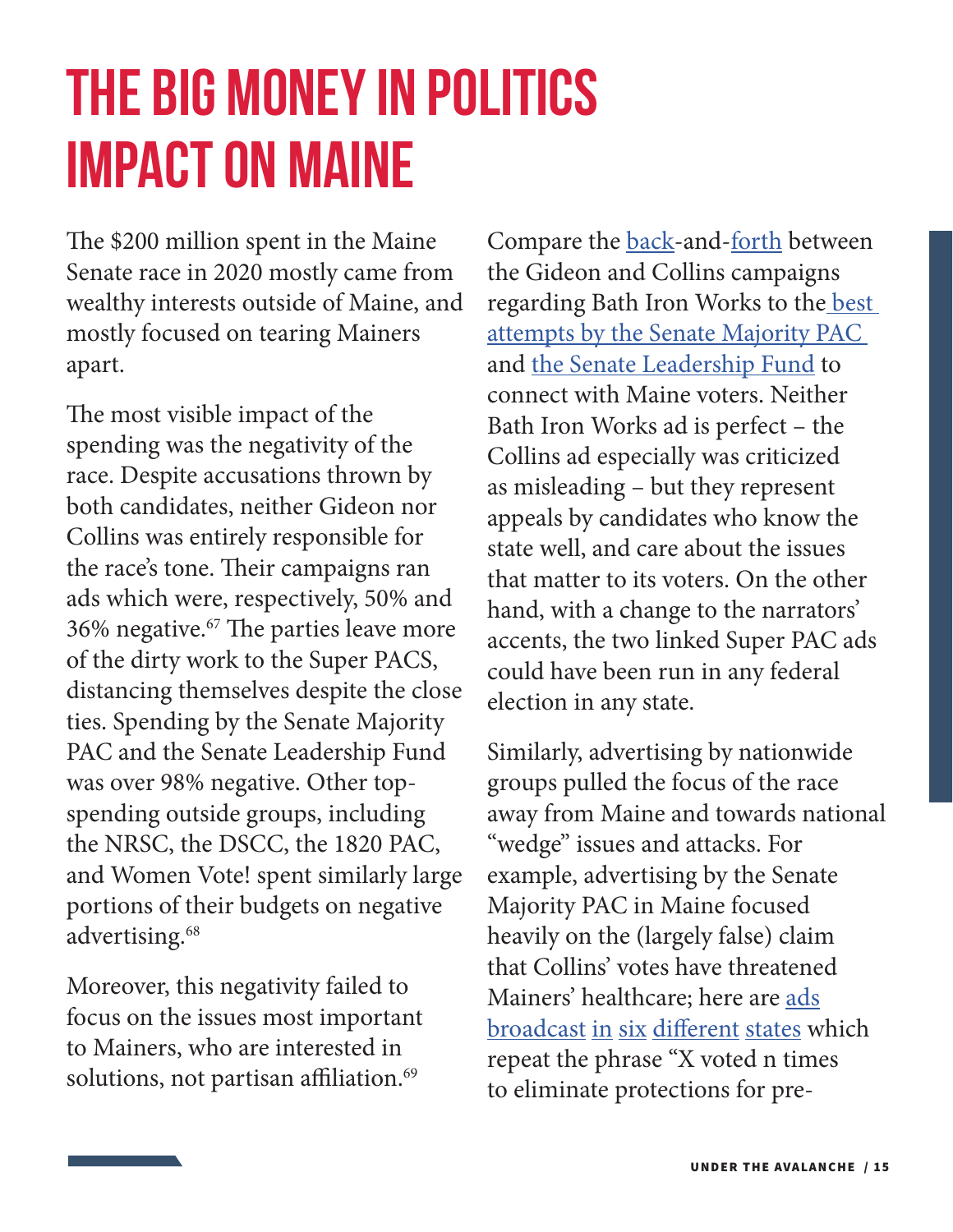# THE BIG MONEY IN POLITICS IMPACT ON MAINE

The $200 million spent in the Maine Senate race in 2020 mostly came from wealthy interests outside of Maine, and mostly focused on tearing Mainers apart.

The most visible impact of the spending was the negativity of the race. Despite accusations thrown by both candidates, neither Gideon nor Collins was entirely responsible for the race's tone. Their campaigns ran ads which were, respectively, 50% and 36% negative.[67] The parties leave more of the dirty work to the Super PACS, distancing themselves despite the close ties. Spending by the Senate Majority PAC and the Senate Leadership Fund was over 98% negative. Other top-spending outside groups, including the NRSC, the DSCC, the 1820 PAC, and Women Vote! spent similarly large portions of their budgets on negative advertising.[68]

Moreover, this negativity failed to focus on the issues most important to Mainers, who are interested in solutions, not partisan affiliation.[69]

Compare the back-and-forth between the Gideon and Collins campaigns regarding Bath Iron Works to the best attempts by the Senate Majority PAC and the Senate Leadership Fund to connect with Maine voters. Neither Bath Iron Works ad is perfect – the Collins ad especially was criticized as misleading – but they represent appeals by candidates who know the state well, and care about the issues that matter to its voters. On the other hand, with a change to the narrators' accents, the two linked Super PAC ads could have been run in any federal election in any state.

Similarly, advertising by nationwide groups pulled the focus of the race away from Maine and towards national "wedge" issues and attacks. For example, advertising by the Senate Majority PAC in Maine focused heavily on the (largely false) claim that Collins' votes have threatened Mainers' healthcare; here are ads broadcast in six different states which repeat the phrase "X voted n times to eliminate protections for pre-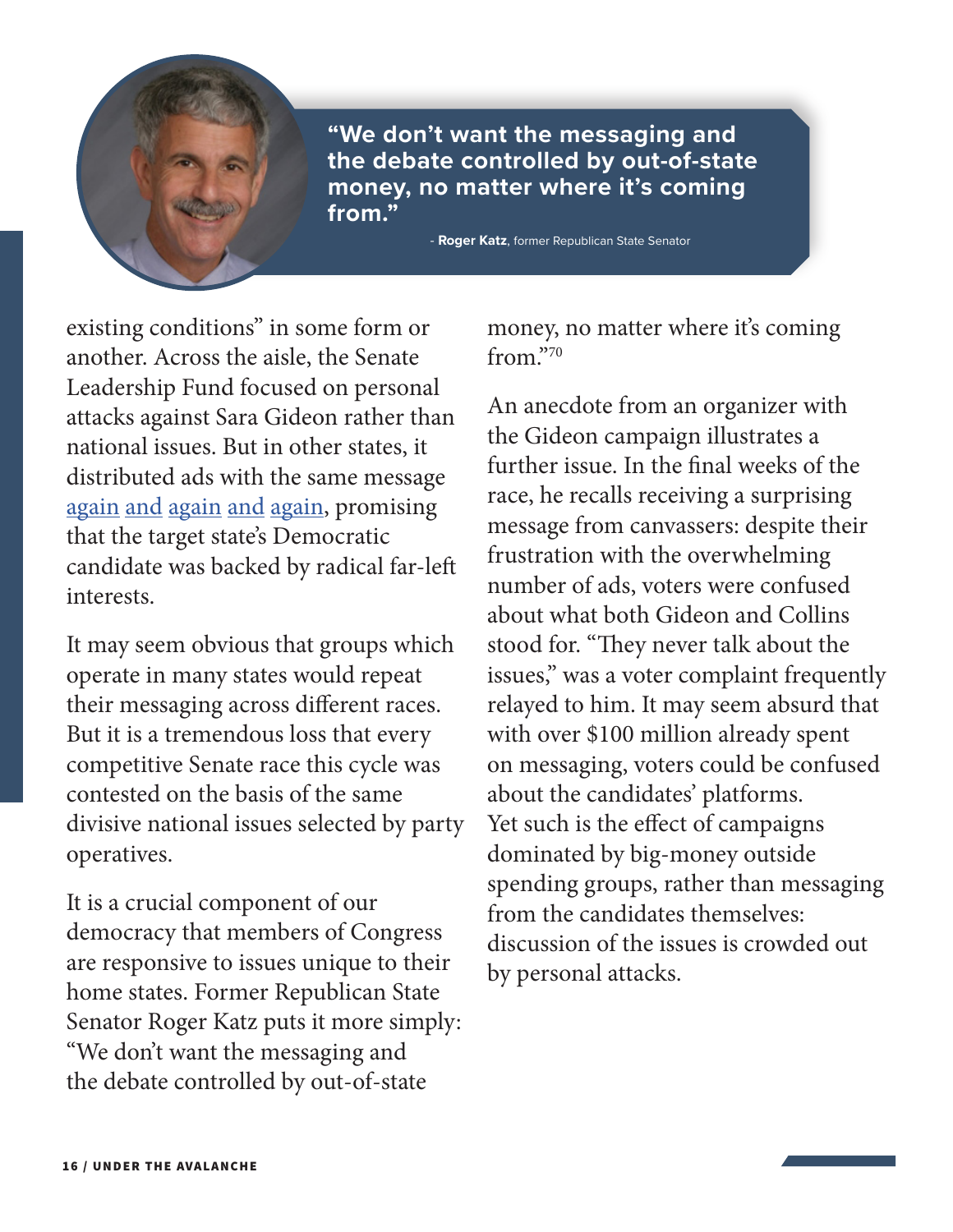> **"We don't want the messaging and the debate controlled by out-of-state money, no matter where it's coming from."**
>
> \- **Roger Katz**, former Republican State Senator

existing conditions" in some form or another. Across the aisle, the Senate Leadership Fund focused on personal attacks against Sara Gideon rather than national issues. But in other states, it distributed ads with the same message again and again and again, promising that the target state's Democratic candidate was backed by radical far-left interests.

It may seem obvious that groups which operate in many states would repeat their messaging across different races. But it is a tremendous loss that every competitive Senate race this cycle was contested on the basis of the same divisive national issues selected by party operatives.

It is a crucial component of our democracy that members of Congress are responsive to issues unique to their home states. Former Republican State Senator Roger Katz puts it more simply: "We don't want the messaging and the debate controlled by out-of-state money, no matter where it's coming from."[70]

An anecdote from an organizer with the Gideon campaign illustrates a further issue. In the final weeks of the race, he recalls receiving a surprising message from canvassers: despite their frustration with the overwhelming number of ads, voters were confused about what both Gideon and Collins stood for. "They never talk about the issues," was a voter complaint frequently relayed to him. It may seem absurd that with over $100 million already spent on messaging, voters could be confused about the candidates' platforms. Yet such is the effect of campaigns dominated by big-money outside spending groups, rather than messaging from the candidates themselves: discussion of the issues is crowded out by personal attacks.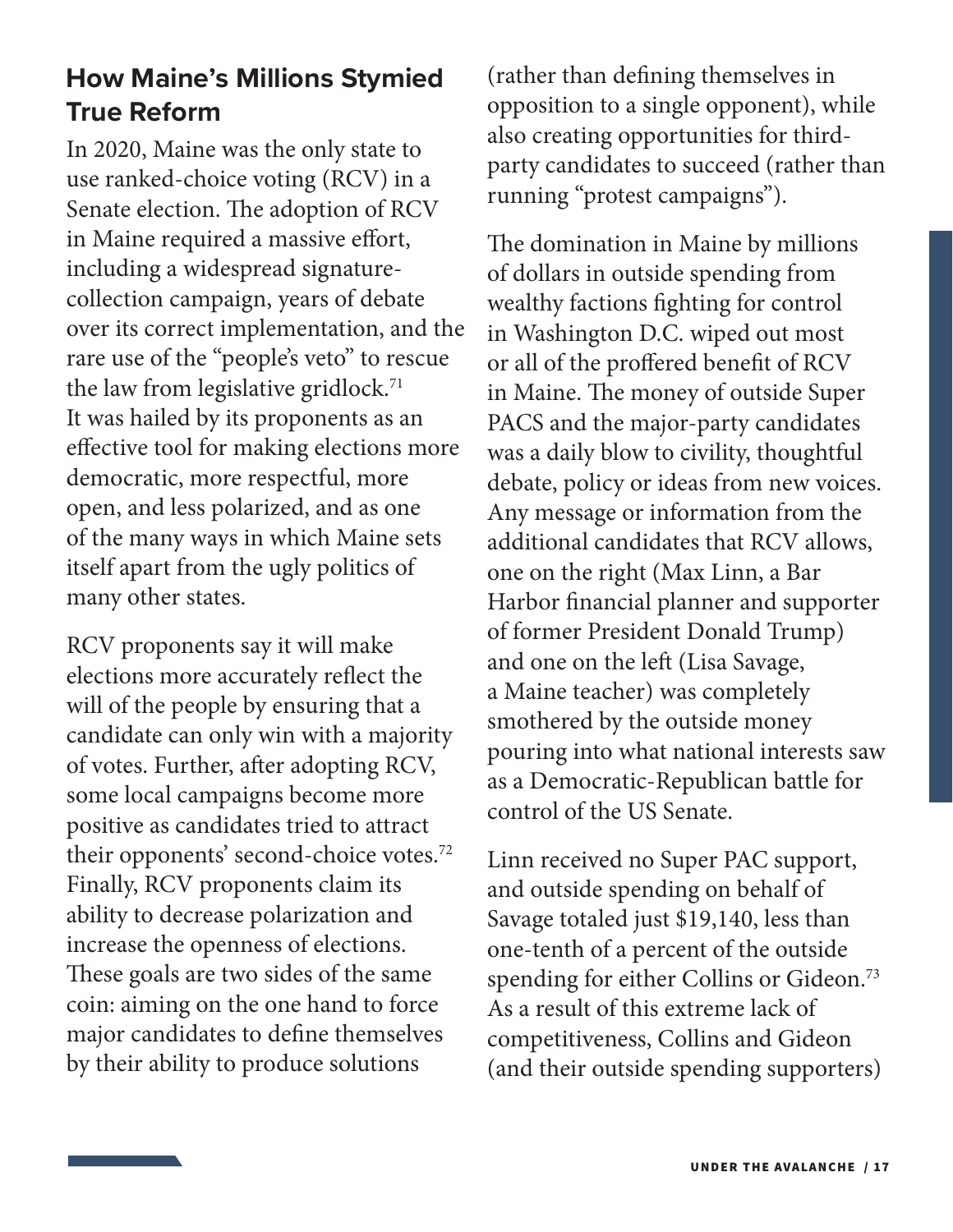## How Maine's Millions Stymied True Reform

In 2020, Maine was the only state to use ranked-choice voting (RCV) in a Senate election. The adoption of RCV in Maine required a massive effort, including a widespread signature-collection campaign, years of debate over its correct implementation, and the rare use of the "people's veto" to rescue the law from legislative gridlock.[71] It was hailed by its proponents as an effective tool for making elections more democratic, more respectful, more open, and less polarized, and as one of the many ways in which Maine sets itself apart from the ugly politics of many other states.

RCV proponents say it will make elections more accurately reflect the will of the people by ensuring that a candidate can only win with a majority of votes. Further, after adopting RCV, some local campaigns become more positive as candidates tried to attract their opponents' second-choice votes.[72] Finally, RCV proponents claim its ability to decrease polarization and increase the openness of elections. These goals are two sides of the same coin: aiming on the one hand to force major candidates to define themselves by their ability to produce solutions (rather than defining themselves in opposition to a single opponent), while also creating opportunities for third-party candidates to succeed (rather than running "protest campaigns").

The domination in Maine by millions of dollars in outside spending from wealthy factions fighting for control in Washington D.C. wiped out most or all of the proffered benefit of RCV in Maine. The money of outside Super PACS and the major-party candidates was a daily blow to civility, thoughtful debate, policy or ideas from new voices. Any message or information from the additional candidates that RCV allows, one on the right (Max Linn, a Bar Harbor financial planner and supporter of former President Donald Trump) and one on the left (Lisa Savage, a Maine teacher) was completely smothered by the outside money pouring into what national interests saw as a Democratic-Republican battle for control of the US Senate.

Linn received no Super PAC support, and outside spending on behalf of Savage totaled just $19,140, less than one-tenth of a percent of the outside spending for either Collins or Gideon.[73] As a result of this extreme lack of competitiveness, Collins and Gideon (and their outside spending supporters)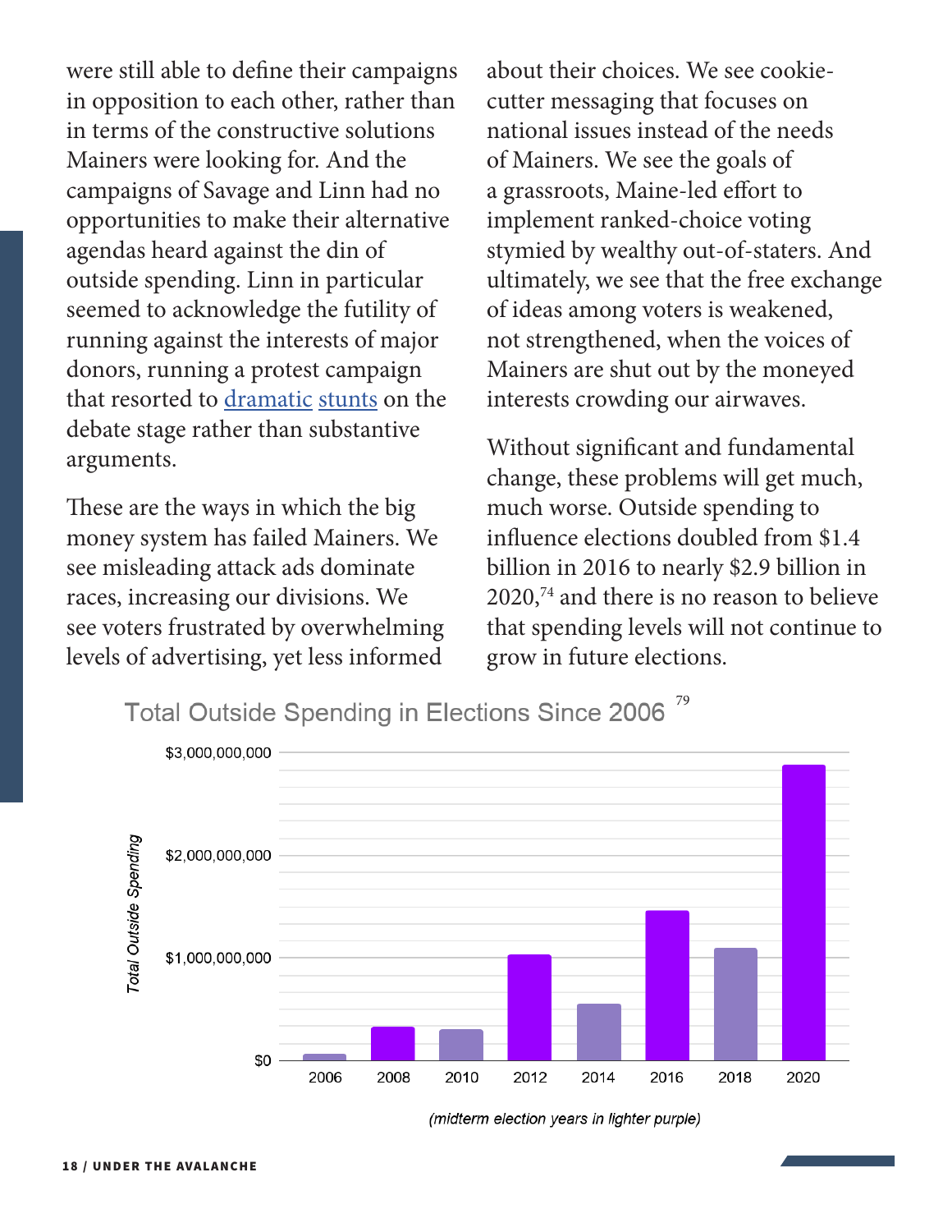were still able to define their campaigns in opposition to each other, rather than in terms of the constructive solutions Mainers were looking for. And the campaigns of Savage and Linn had no opportunities to make their alternative agendas heard against the din of outside spending. Linn in particular seemed to acknowledge the futility of running against the interests of major donors, running a protest campaign that resorted to dramatic stunts on the debate stage rather than substantive arguments.

These are the ways in which the big money system has failed Mainers. We see misleading attack ads dominate races, increasing our divisions. We see voters frustrated by overwhelming levels of advertising, yet less informed about their choices. We see cookie-cutter messaging that focuses on national issues instead of the needs of Mainers. We see the goals of a grassroots, Maine-led effort to implement ranked-choice voting stymied by wealthy out-of-staters. And ultimately, we see that the free exchange of ideas among voters is weakened, not strengthened, when the voices of Mainers are shut out by the moneyed interests crowding our airwaves.

Without significant and fundamental change, these problems will get much, much worse. Outside spending to influence elections doubled from $1.4 billion in 2016 to nearly $2.9 billion in 2020,[74] and there is no reason to believe that spending levels will not continue to grow in future elections.

Total Outside Spending in Elections Since 2006 [79]

Total Outside Spending

$3,000,000,000
$2,000,000,000
$1,000,000,000
$0

2006 2008 2010 2012 2014 2016 2018 2020

*(midterm election years in lighter purple)*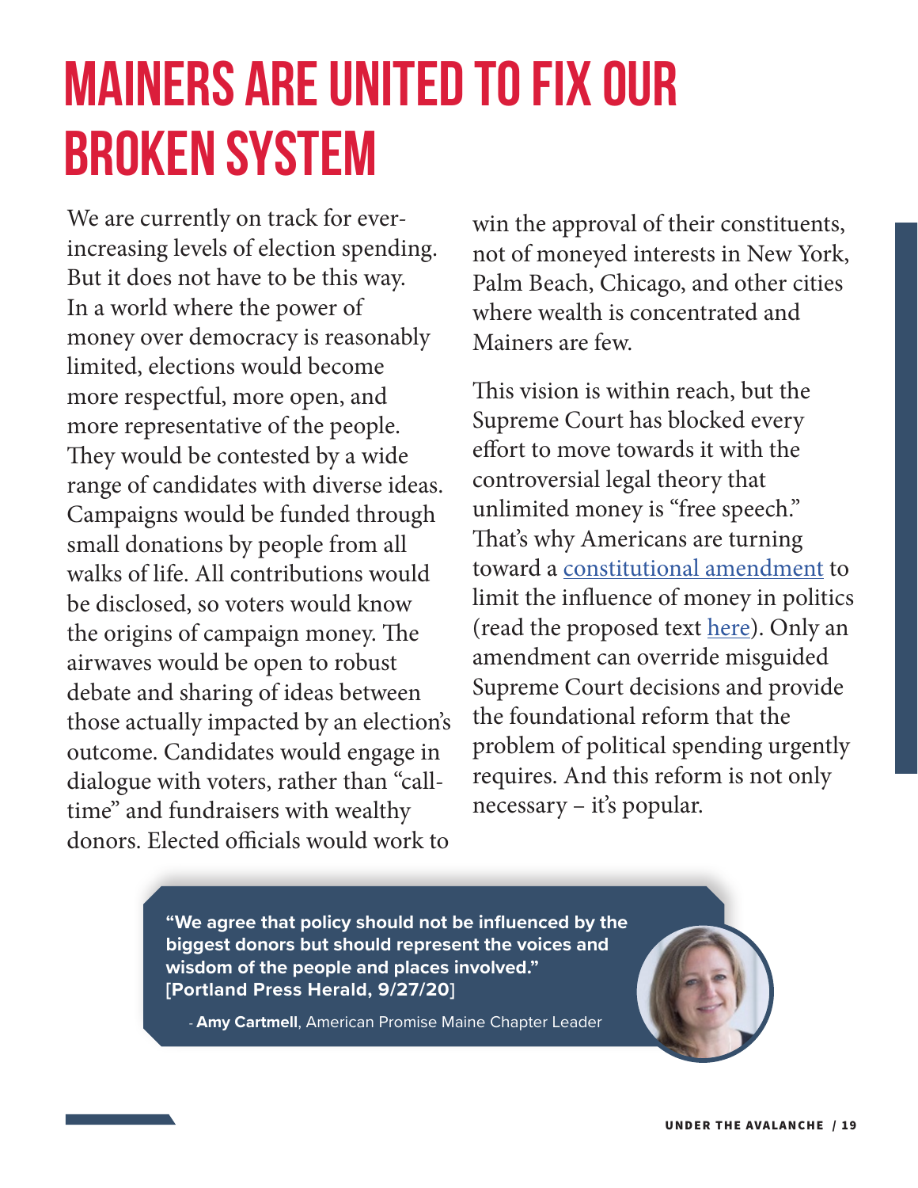# MAINERS ARE UNITED TO FIX OUR BROKEN SYSTEM

We are currently on track for ever-increasing levels of election spending. But it does not have to be this way. In a world where the power of money over democracy is reasonably limited, elections would become more respectful, more open, and more representative of the people. They would be contested by a wide range of candidates with diverse ideas. Campaigns would be funded through small donations by people from all walks of life. All contributions would be disclosed, so voters would know the origins of campaign money. The airwaves would be open to robust debate and sharing of ideas between those actually impacted by an election's outcome. Candidates would engage in dialogue with voters, rather than "call-time" and fundraisers with wealthy donors. Elected officials would work to win the approval of their constituents, not of moneyed interests in New York, Palm Beach, Chicago, and other cities where wealth is concentrated and Mainers are few.

This vision is within reach, but the Supreme Court has blocked every effort to move towards it with the controversial legal theory that unlimited money is "free speech." That's why Americans are turning toward a constitutional amendment to limit the influence of money in politics (read the proposed text here). Only an amendment can override misguided Supreme Court decisions and provide the foundational reform that the problem of political spending urgently requires. And this reform is not only necessary – it's popular.

> **"We agree that policy should not be influenced by the biggest donors but should represent the voices and wisdom of the people and places involved." [Portland Press Herald, 9/27/20]**
>
> \- **Amy Cartmell**, American Promise Maine Chapter Leader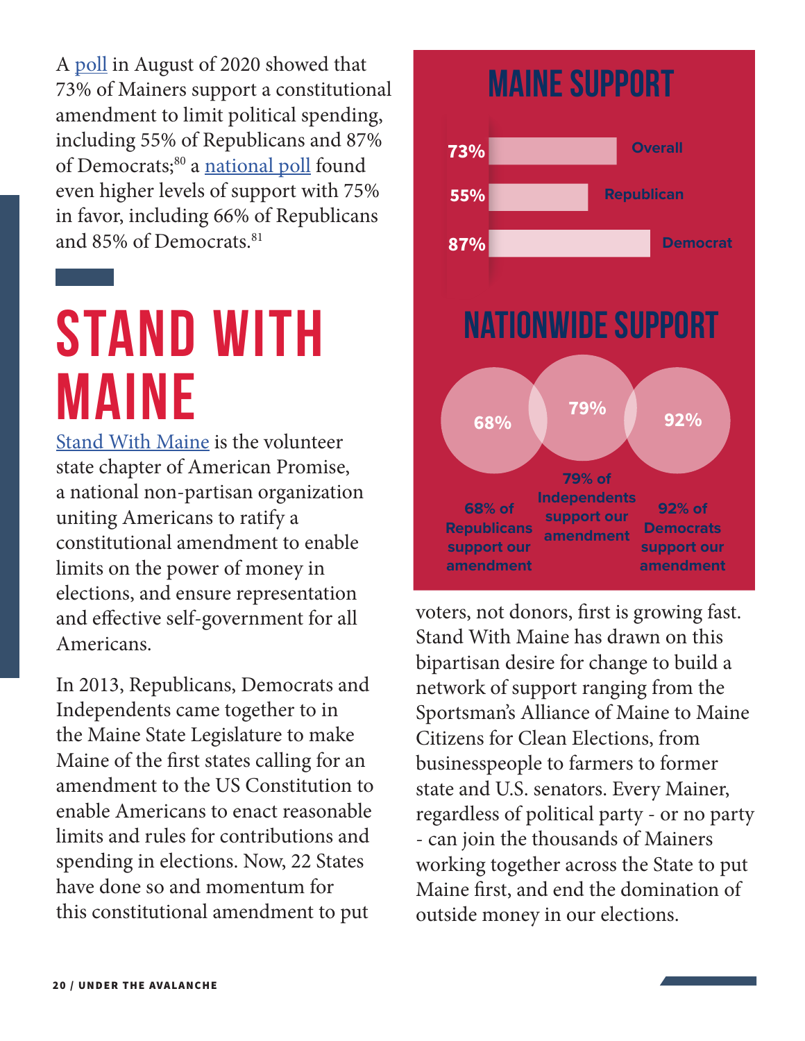A poll in August of 2020 showed that 73% of Mainers support a constitutional amendment to limit political spending, including 55% of Republicans and 87% of Democrats;[80] a national poll found even higher levels of support with 75% in favor, including 66% of Republicans and 85% of Democrats.[81]

## MAINE SUPPORT

| | |
|---|---|
| 73% | Overall |
| 55% | Republican |
| 87% | Democrat |

## NATIONWIDE SUPPORT

68% — 68% of Republicans support our amendment

79% — 79% of Independents support our amendment

92% — 92% of Democrats support our amendment

# STAND WITH MAINE

Stand With Maine is the volunteer state chapter of American Promise, a national non-partisan organization uniting Americans to ratify a constitutional amendment to enable limits on the power of money in elections, and ensure representation and effective self-government for all Americans.

In 2013, Republicans, Democrats and Independents came together to in the Maine State Legislature to make Maine of the first states calling for an amendment to the US Constitution to enable Americans to enact reasonable limits and rules for contributions and spending in elections. Now, 22 States have done so and momentum for this constitutional amendment to put voters, not donors, first is growing fast. Stand With Maine has drawn on this bipartisan desire for change to build a network of support ranging from the Sportsman's Alliance of Maine to Maine Citizens for Clean Elections, from businesspeople to farmers to former state and U.S. senators. Every Mainer, regardless of political party - or no party - can join the thousands of Mainers working together across the State to put Maine first, and end the domination of outside money in our elections.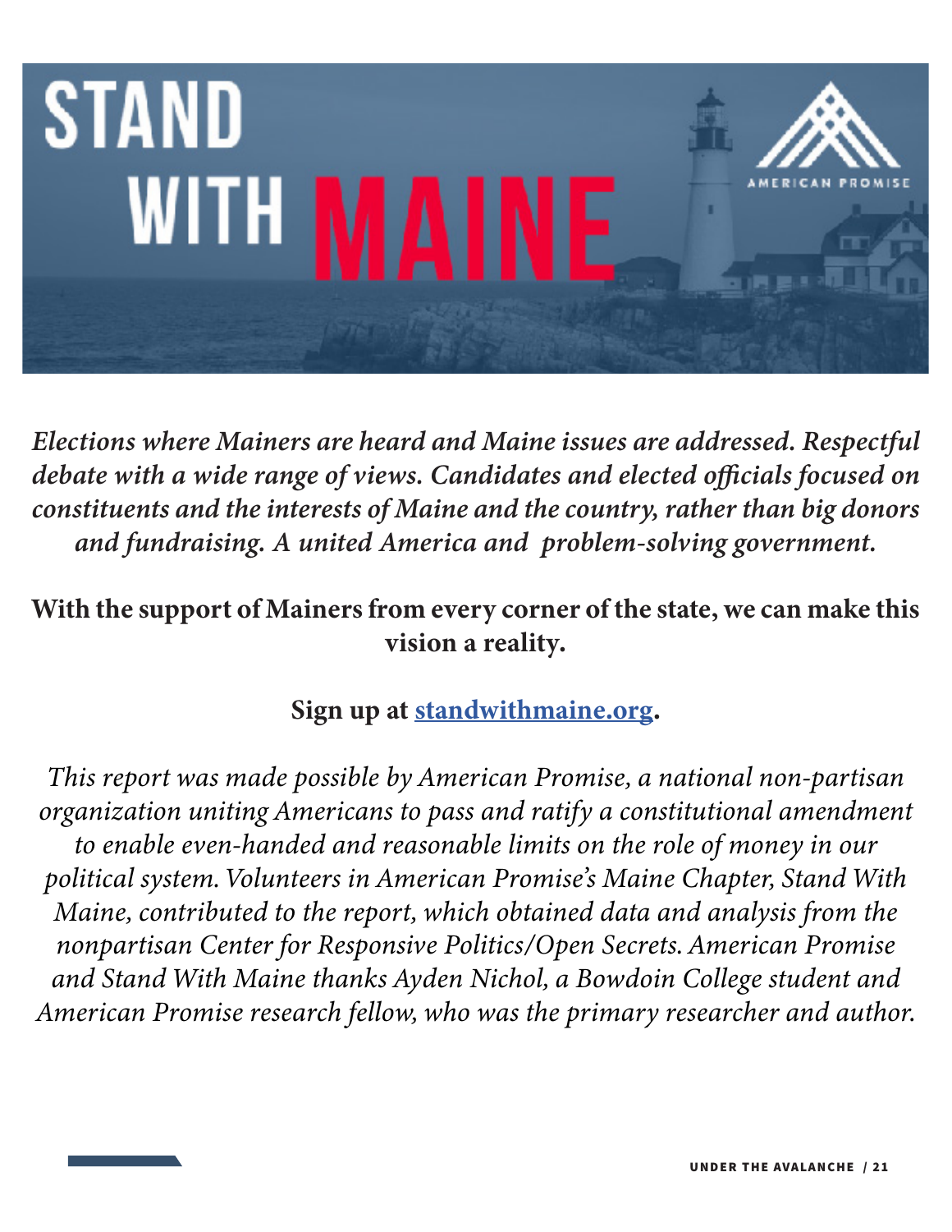# STAND WITH MAINE

AMERICAN PROMISE

*Elections where Mainers are heard and Maine issues are addressed. Respectful debate with a wide range of views. Candidates and elected officials focused on constituents and the interests of Maine and the country, rather than big donors and fundraising. A united America and problem-solving government.*

**With the support of Mainers from every corner of the state, we can make this vision a reality.**

**Sign up at [standwithmaine.org](standwithmaine.org).**

*This report was made possible by American Promise, a national non-partisan organization uniting Americans to pass and ratify a constitutional amendment to enable even-handed and reasonable limits on the role of money in our political system. Volunteers in American Promise's Maine Chapter, Stand With Maine, contributed to the report, which obtained data and analysis from the nonpartisan Center for Responsive Politics/Open Secrets. American Promise and Stand With Maine thanks Ayden Nichol, a Bowdoin College student and American Promise research fellow, who was the primary researcher and author.*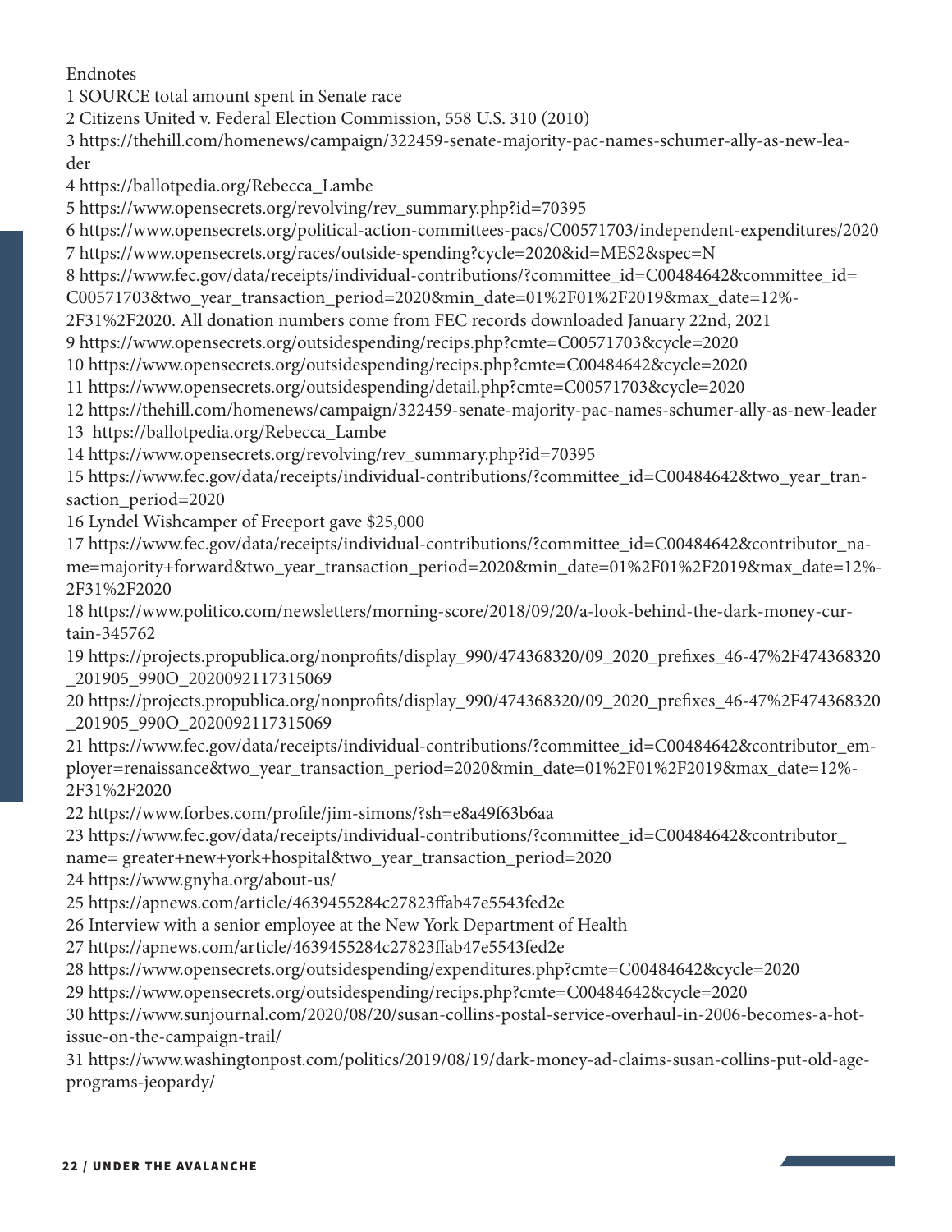Endnotes

1 SOURCE total amount spent in Senate race

2 Citizens United v. Federal Election Commission, 558 U.S. 310 (2010)

3 https://thehill.com/homenews/campaign/322459-senate-majority-pac-names-schumer-ally-as-new-leader

4 https://ballotpedia.org/Rebecca_Lambe

5 https://www.opensecrets.org/revolving/rev_summary.php?id=70395

6 https://www.opensecrets.org/political-action-committees-pacs/C00571703/independent-expenditures/2020

7 https://www.opensecrets.org/races/outside-spending?cycle=2020&id=MES2&spec=N

8 https://www.fec.gov/data/receipts/individual-contributions/?committee_id=C00484642&committee_id=C00571703&two_year_transaction_period=2020&min_date=01%2F01%2F2019&max_date=12%2F31%2F2020. All donation numbers come from FEC records downloaded January 22nd, 2021

9 https://www.opensecrets.org/outsidespending/recips.php?cmte=C00571703&cycle=2020

10 https://www.opensecrets.org/outsidespending/recips.php?cmte=C00484642&cycle=2020

11 https://www.opensecrets.org/outsidespending/detail.php?cmte=C00571703&cycle=2020

12 https://thehill.com/homenews/campaign/322459-senate-majority-pac-names-schumer-ally-as-new-leader

13 https://ballotpedia.org/Rebecca_Lambe

14 https://www.opensecrets.org/revolving/rev_summary.php?id=70395

15 https://www.fec.gov/data/receipts/individual-contributions/?committee_id=C00484642&two_year_transaction_period=2020

16 Lyndel Wishcamper of Freeport gave $25,000

17 https://www.fec.gov/data/receipts/individual-contributions/?committee_id=C00484642&contributor_name=majority+forward&two_year_transaction_period=2020&min_date=01%2F01%2F2019&max_date=12%2F31%2F2020

18 https://www.politico.com/newsletters/morning-score/2018/09/20/a-look-behind-the-dark-money-curtain-345762

19 https://projects.propublica.org/nonprofits/display_990/474368320/09_2020_prefixes_46-47%2F474368320_201905_990O_2020092117315069

20 https://projects.propublica.org/nonprofits/display_990/474368320/09_2020_prefixes_46-47%2F474368320_201905_990O_2020092117315069

21 https://www.fec.gov/data/receipts/individual-contributions/?committee_id=C00484642&contributor_employer=renaissance&two_year_transaction_period=2020&min_date=01%2F01%2F2019&max_date=12%2F31%2F2020

22 https://www.forbes.com/profile/jim-simons/?sh=e8a49f63b6aa

23 https://www.fec.gov/data/receipts/individual-contributions/?committee_id=C00484642&contributor_name= greater+new+york+hospital&two_year_transaction_period=2020

24 https://www.gnyha.org/about-us/

25 https://apnews.com/article/4639455284c27823ffab47e5543fed2e

26 Interview with a senior employee at the New York Department of Health

27 https://apnews.com/article/4639455284c27823ffab47e5543fed2e

28 https://www.opensecrets.org/outsidespending/expenditures.php?cmte=C00484642&cycle=2020

29 https://www.opensecrets.org/outsidespending/recips.php?cmte=C00484642&cycle=2020

30 https://www.sunjournal.com/2020/08/20/susan-collins-postal-service-overhaul-in-2006-becomes-a-hot-issue-on-the-campaign-trail/

31 https://www.washingtonpost.com/politics/2019/08/19/dark-money-ad-claims-susan-collins-put-old-age-programs-jeopardy/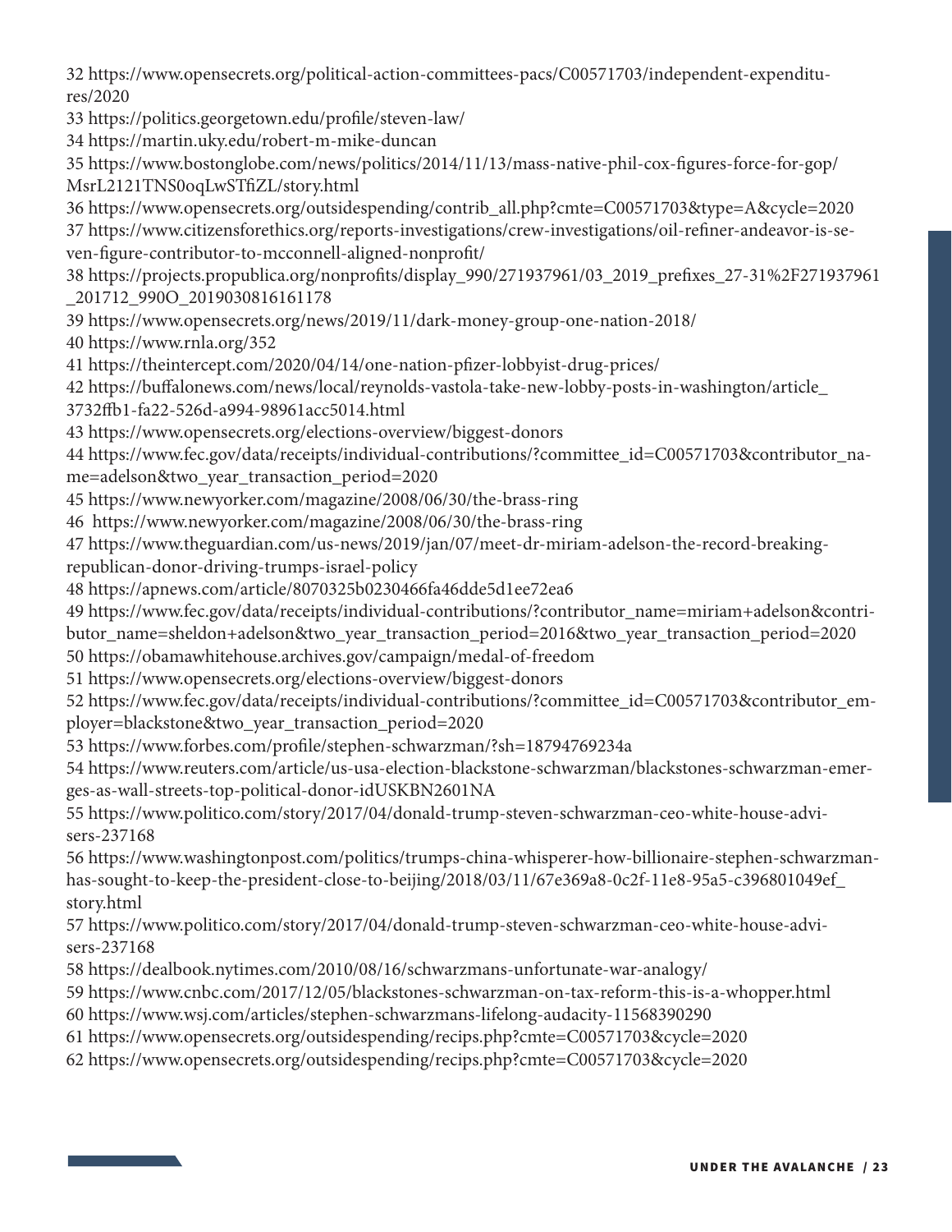32 https://www.opensecrets.org/political-action-committees-pacs/C00571703/independent-expenditures/2020

33 https://politics.georgetown.edu/profile/steven-law/

34 https://martin.uky.edu/robert-m-mike-duncan

35 https://www.bostonglobe.com/news/politics/2014/11/13/mass-native-phil-cox-figures-force-for-gop/MsrL2121TNS0oqLwSTfiZL/story.html

36 https://www.opensecrets.org/outsidespending/contrib_all.php?cmte=C00571703&type=A&cycle=2020

37 https://www.citizensforethics.org/reports-investigations/crew-investigations/oil-refiner-andeavor-is-seven-figure-contributor-to-mcconnell-aligned-nonprofit/

38 https://projects.propublica.org/nonprofits/display_990/271937961/03_2019_prefixes_27-31%2F271937961_201712_990O_2019030816161178

39 https://www.opensecrets.org/news/2019/11/dark-money-group-one-nation-2018/

40 https://www.rnla.org/352

41 https://theintercept.com/2020/04/14/one-nation-pfizer-lobbyist-drug-prices/

42 https://buffalonews.com/news/local/reynolds-vastola-take-new-lobby-posts-in-washington/article_3732ffb1-fa22-526d-a994-98961acc5014.html

43 https://www.opensecrets.org/elections-overview/biggest-donors

44 https://www.fec.gov/data/receipts/individual-contributions/?committee_id=C00571703&contributor_name=adelson&two_year_transaction_period=2020

45 https://www.newyorker.com/magazine/2008/06/30/the-brass-ring

46 https://www.newyorker.com/magazine/2008/06/30/the-brass-ring

47 https://www.theguardian.com/us-news/2019/jan/07/meet-dr-miriam-adelson-the-record-breaking-republican-donor-driving-trumps-israel-policy

48 https://apnews.com/article/8070325b0230466fa46dde5d1ee72ea6

49 https://www.fec.gov/data/receipts/individual-contributions/?contributor_name=miriam+adelson&contributor_name=sheldon+adelson&two_year_transaction_period=2016&two_year_transaction_period=2020

50 https://obamawhitehouse.archives.gov/campaign/medal-of-freedom

51 https://www.opensecrets.org/elections-overview/biggest-donors

52 https://www.fec.gov/data/receipts/individual-contributions/?committee_id=C00571703&contributor_employer=blackstone&two_year_transaction_period=2020

53 https://www.forbes.com/profile/stephen-schwarzman/?sh=18794769234a

54 https://www.reuters.com/article/us-usa-election-blackstone-schwarzman/blackstones-schwarzman-emerges-as-wall-streets-top-political-donor-idUSKBN2601NA

55 https://www.politico.com/story/2017/04/donald-trump-steven-schwarzman-ceo-white-house-advisers-237168

56 https://www.washingtonpost.com/politics/trumps-china-whisperer-how-billionaire-stephen-schwarzman-has-sought-to-keep-the-president-close-to-beijing/2018/03/11/67e369a8-0c2f-11e8-95a5-c396801049ef_story.html

57 https://www.politico.com/story/2017/04/donald-trump-steven-schwarzman-ceo-white-house-advisers-237168

58 https://dealbook.nytimes.com/2010/08/16/schwarzmans-unfortunate-war-analogy/

59 https://www.cnbc.com/2017/12/05/blackstones-schwarzman-on-tax-reform-this-is-a-whopper.html

60 https://www.wsj.com/articles/stephen-schwarzmans-lifelong-audacity-11568390290

61 https://www.opensecrets.org/outsidespending/recips.php?cmte=C00571703&cycle=2020

62 https://www.opensecrets.org/outsidespending/recips.php?cmte=C00571703&cycle=2020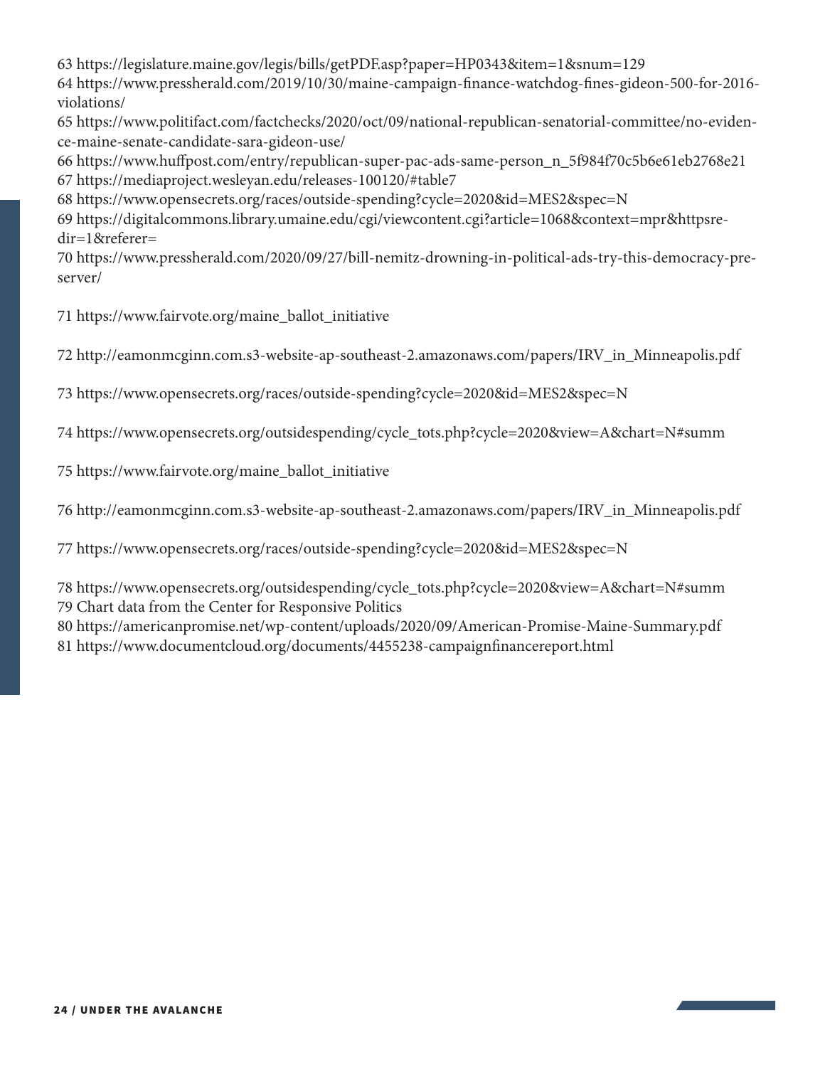63 https://legislature.maine.gov/legis/bills/getPDF.asp?paper=HP0343&item=1&snum=129

64 https://www.pressherald.com/2019/10/30/maine-campaign-finance-watchdog-fines-gideon-500-for-2016-violations/

65 https://www.politifact.com/factchecks/2020/oct/09/national-republican-senatorial-committee/no-evidence-maine-senate-candidate-sara-gideon-use/

66 https://www.huffpost.com/entry/republican-super-pac-ads-same-person_n_5f984f70c5b6e61eb2768e21

67 https://mediaproject.wesleyan.edu/releases-100120/#table7

68 https://www.opensecrets.org/races/outside-spending?cycle=2020&id=MES2&spec=N

69 https://digitalcommons.library.umaine.edu/cgi/viewcontent.cgi?article=1068&context=mpr&httpsredir=1&referer=

70 https://www.pressherald.com/2020/09/27/bill-nemitz-drowning-in-political-ads-try-this-democracy-preserver/

71 https://www.fairvote.org/maine_ballot_initiative

72 http://eamonmcginn.com.s3-website-ap-southeast-2.amazonaws.com/papers/IRV_in_Minneapolis.pdf

73 https://www.opensecrets.org/races/outside-spending?cycle=2020&id=MES2&spec=N

74 https://www.opensecrets.org/outsidespending/cycle_tots.php?cycle=2020&view=A&chart=N#summ

75 https://www.fairvote.org/maine_ballot_initiative

76 http://eamonmcginn.com.s3-website-ap-southeast-2.amazonaws.com/papers/IRV_in_Minneapolis.pdf

77 https://www.opensecrets.org/races/outside-spending?cycle=2020&id=MES2&spec=N

78 https://www.opensecrets.org/outsidespending/cycle_tots.php?cycle=2020&view=A&chart=N#summ

79 Chart data from the Center for Responsive Politics

80 https://americanpromise.net/wp-content/uploads/2020/09/American-Promise-Maine-Summary.pdf

81 https://www.documentcloud.org/documents/4455238-campaignfinancereport.html